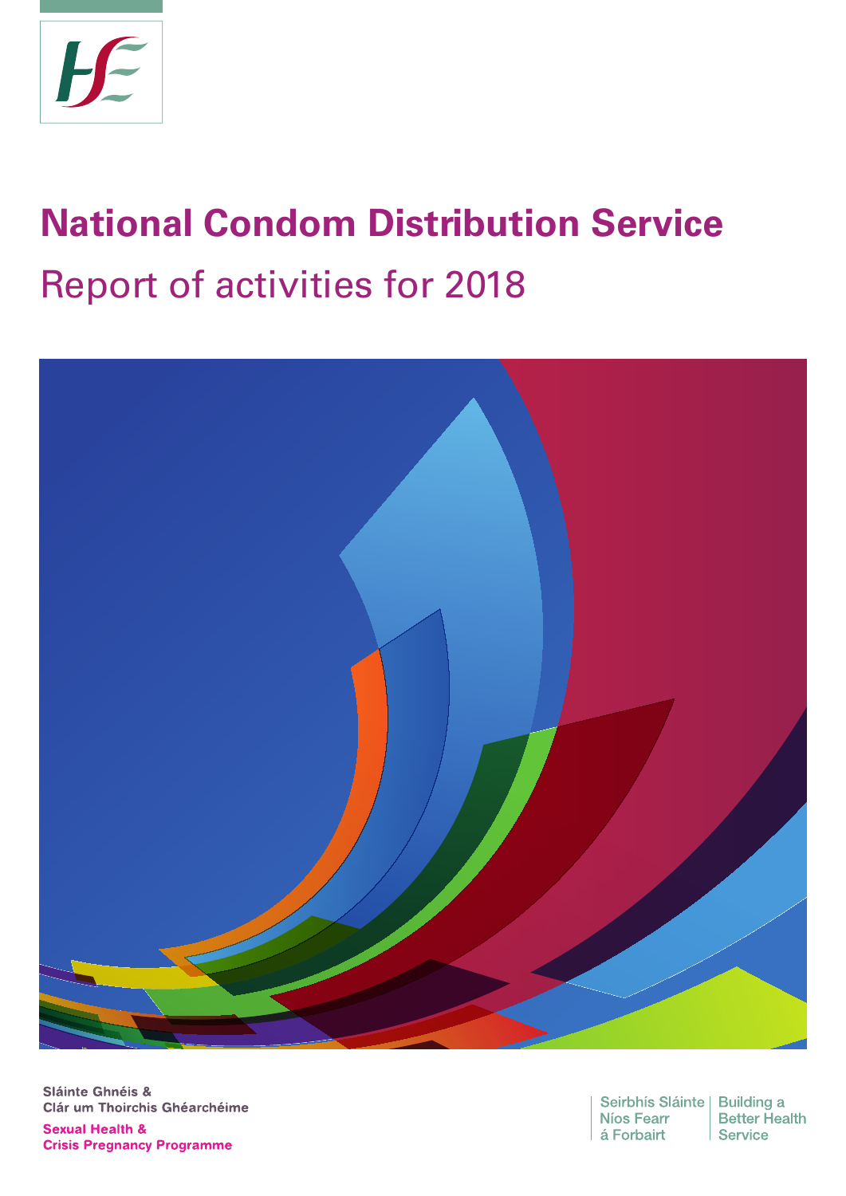# National Condom Distribution Service

## Report of activities for 2018

Sláinte Ghnéis &
Clár um Thoirchis Ghéarchéime

**Sexual Health &
Crisis Pregnancy Programme**

Seirbhís Sláinte Níos Fearr á Forbairt | Building a Better Health Service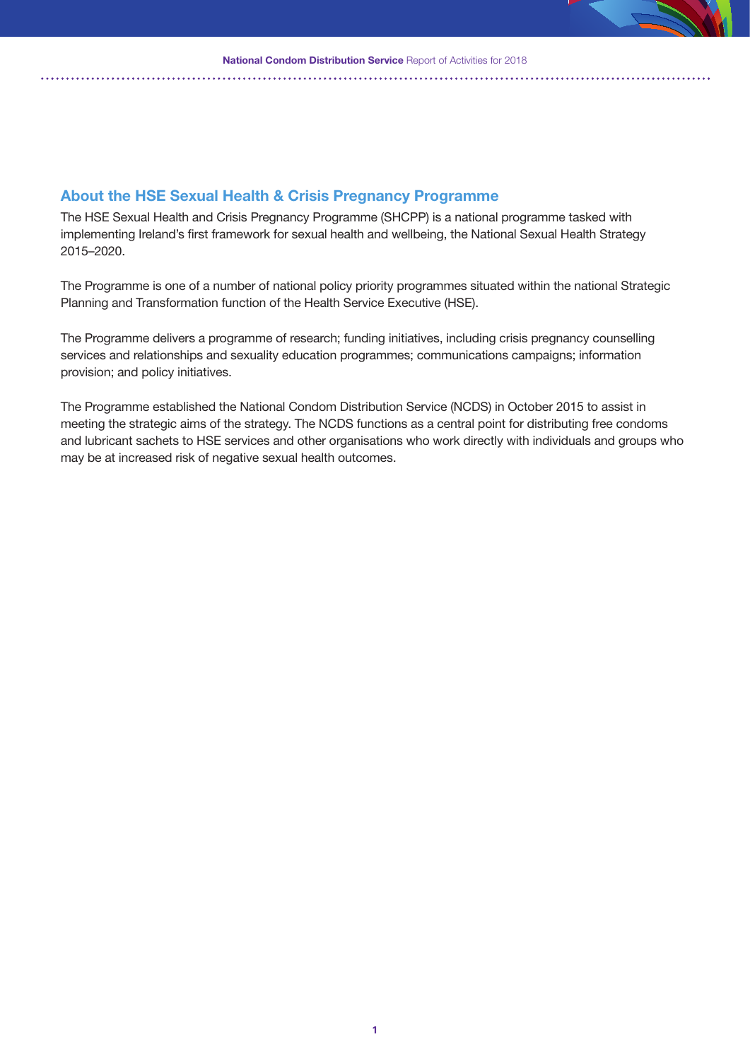## About the HSE Sexual Health & Crisis Pregnancy Programme

The HSE Sexual Health and Crisis Pregnancy Programme (SHCPP) is a national programme tasked with implementing Ireland's first framework for sexual health and wellbeing, the National Sexual Health Strategy 2015–2020.

The Programme is one of a number of national policy priority programmes situated within the national Strategic Planning and Transformation function of the Health Service Executive (HSE).

The Programme delivers a programme of research; funding initiatives, including crisis pregnancy counselling services and relationships and sexuality education programmes; communications campaigns; information provision; and policy initiatives.

The Programme established the National Condom Distribution Service (NCDS) in October 2015 to assist in meeting the strategic aims of the strategy. The NCDS functions as a central point for distributing free condoms and lubricant sachets to HSE services and other organisations who work directly with individuals and groups who may be at increased risk of negative sexual health outcomes.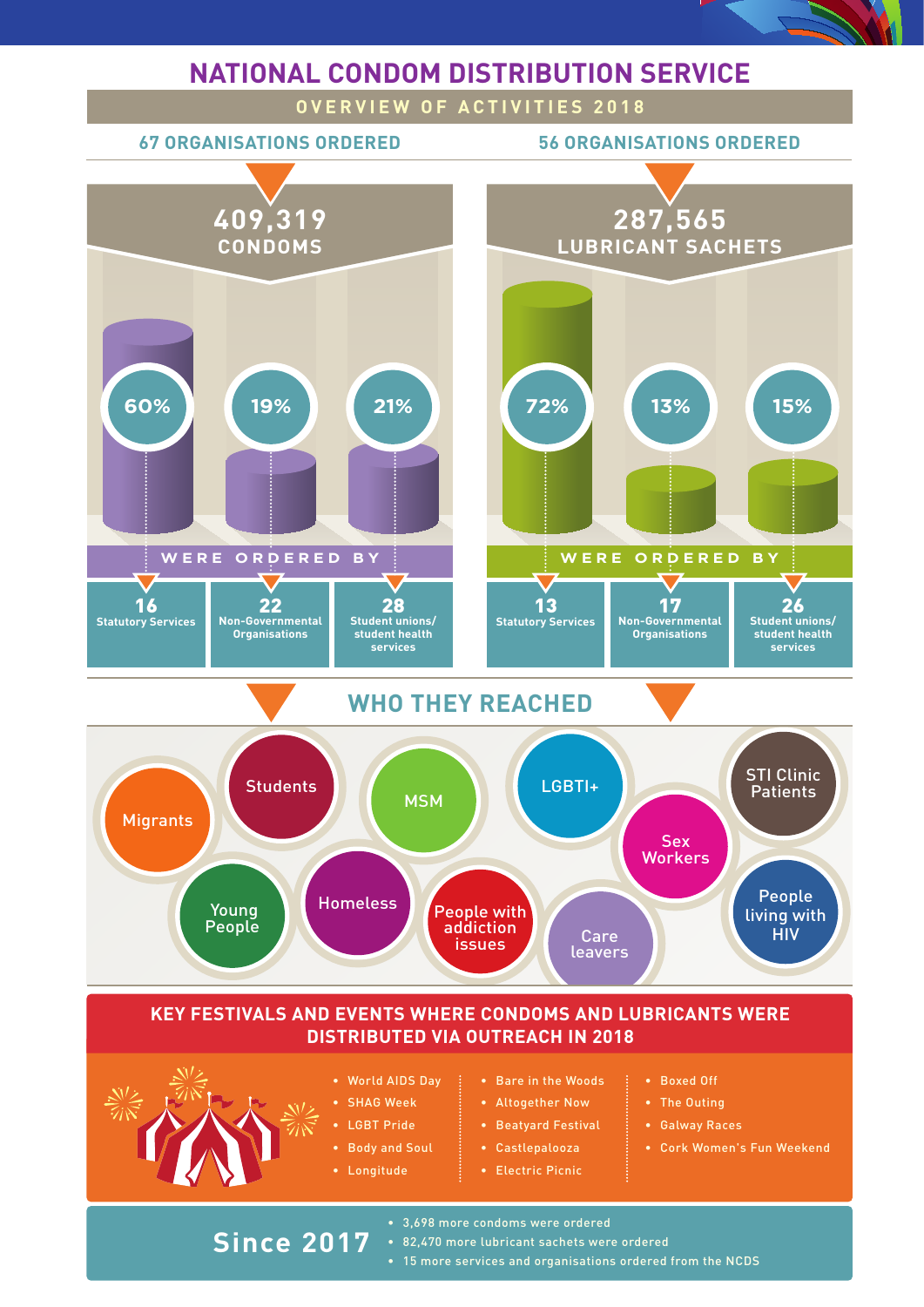# NATIONAL CONDOM DISTRIBUTION SERVICE

## OVERVIEW OF ACTIVITIES 2018

### 67 ORGANISATIONS ORDERED

**409,319 CONDOMS**

60% | 19% | 21%

WERE ORDERED BY

| 16 | 22 | 28 |
|---|---|---|
| Statutory Services | Non-Governmental Organisations | Student unions/ student health services |

### 56 ORGANISATIONS ORDERED

**287,565 LUBRICANT SACHETS**

72% | 13% | 15%

WERE ORDERED BY

| 13 | 17 | 26 |
|---|---|---|
| Statutory Services | Non-Governmental Organisations | Student unions/ student health services |

## WHO THEY REACHED

- Migrants
- Students
- MSM
- LGBTI+
- STI Clinic Patients
- Sex Workers
- Young People
- Homeless
- People with addiction issues
- Care leavers
- People living with HIV

## KEY FESTIVALS AND EVENTS WHERE CONDOMS AND LUBRICANTS WERE DISTRIBUTED VIA OUTREACH IN 2018

- World AIDS Day
- SHAG Week
- LGBT Pride
- Body and Soul
- Longitude
- Bare in the Woods
- Altogether Now
- Beatyard Festival
- Castlepalooza
- Electric Picnic
- Boxed Off
- The Outing
- Galway Races
- Cork Women's Fun Weekend

## Since 2017

- 3,698 more condoms were ordered
- 82,470 more lubricant sachets were ordered
- 15 more services and organisations ordered from the NCDS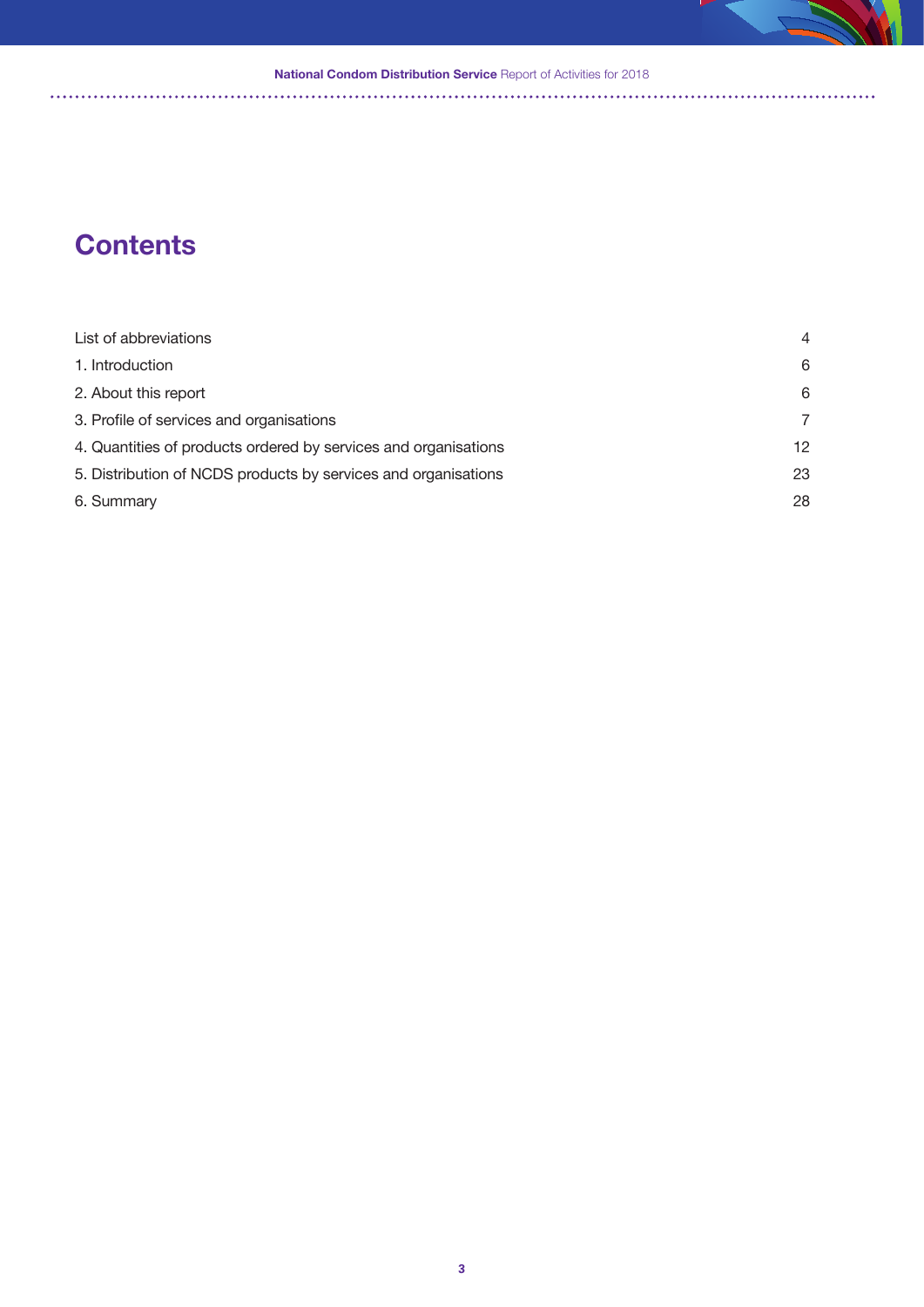# Contents

| | |
|---|---|
| List of abbreviations | 4 |
| 1. Introduction | 6 |
| 2. About this report | 6 |
| 3. Profile of services and organisations | 7 |
| 4. Quantities of products ordered by services and organisations | 12 |
| 5. Distribution of NCDS products by services and organisations | 23 |
| 6. Summary | 28 |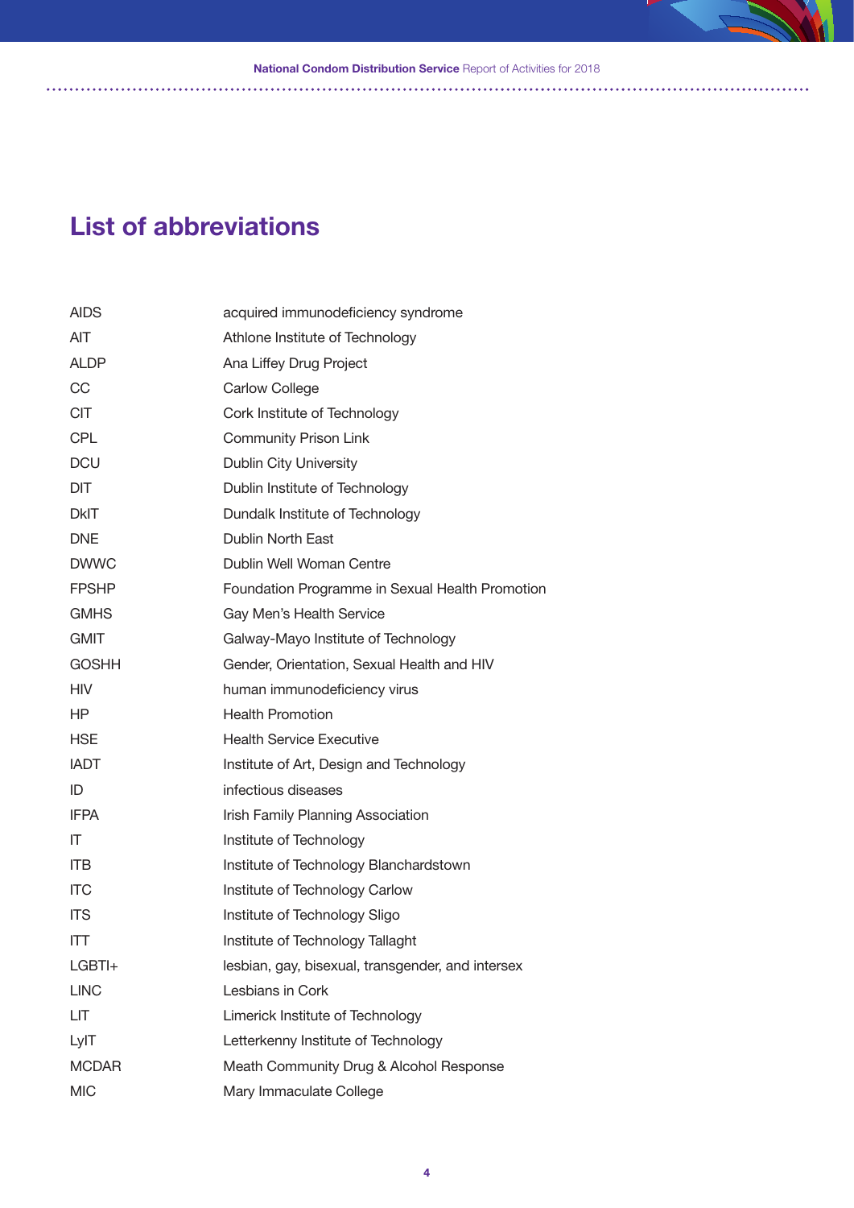# List of abbreviations

| | |
|---|---|
| AIDS | acquired immunodeficiency syndrome |
| AIT | Athlone Institute of Technology |
| ALDP | Ana Liffey Drug Project |
| CC | Carlow College |
| CIT | Cork Institute of Technology |
| CPL | Community Prison Link |
| DCU | Dublin City University |
| DIT | Dublin Institute of Technology |
| DkIT | Dundalk Institute of Technology |
| DNE | Dublin North East |
| DWWC | Dublin Well Woman Centre |
| FPSHP | Foundation Programme in Sexual Health Promotion |
| GMHS | Gay Men's Health Service |
| GMIT | Galway-Mayo Institute of Technology |
| GOSHH | Gender, Orientation, Sexual Health and HIV |
| HIV | human immunodeficiency virus |
| HP | Health Promotion |
| HSE | Health Service Executive |
| IADT | Institute of Art, Design and Technology |
| ID | infectious diseases |
| IFPA | Irish Family Planning Association |
| IT | Institute of Technology |
| ITB | Institute of Technology Blanchardstown |
| ITC | Institute of Technology Carlow |
| ITS | Institute of Technology Sligo |
| ITT | Institute of Technology Tallaght |
| LGBTI+ | lesbian, gay, bisexual, transgender, and intersex |
| LINC | Lesbians in Cork |
| LIT | Limerick Institute of Technology |
| LyIT | Letterkenny Institute of Technology |
| MCDAR | Meath Community Drug & Alcohol Response |
| MIC | Mary Immaculate College |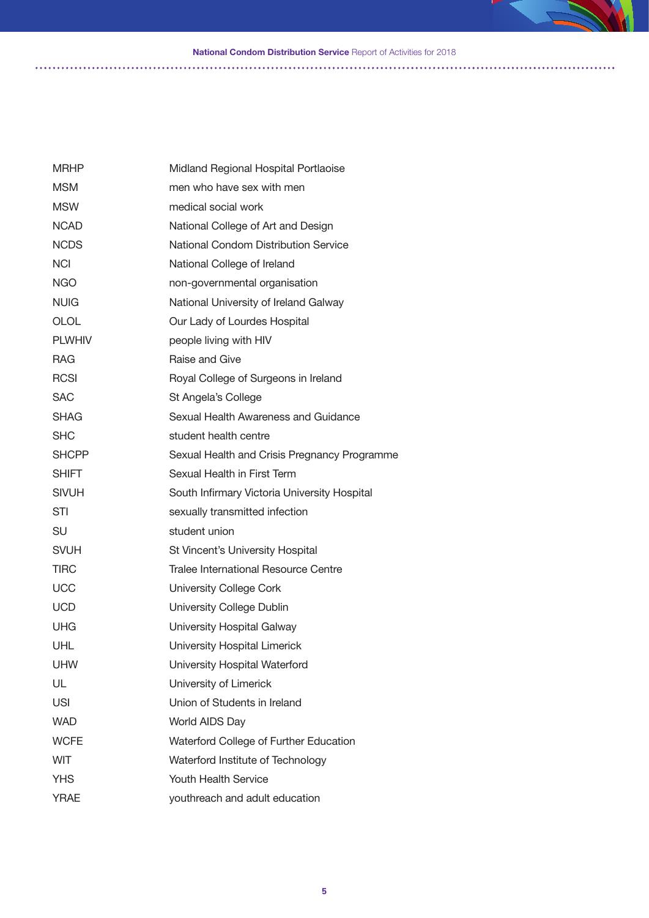| | |
|---|---|
| MRHP | Midland Regional Hospital Portlaoise |
| MSM | men who have sex with men |
| MSW | medical social work |
| NCAD | National College of Art and Design |
| NCDS | National Condom Distribution Service |
| NCI | National College of Ireland |
| NGO | non-governmental organisation |
| NUIG | National University of Ireland Galway |
| OLOL | Our Lady of Lourdes Hospital |
| PLWHIV | people living with HIV |
| RAG | Raise and Give |
| RCSI | Royal College of Surgeons in Ireland |
| SAC | St Angela's College |
| SHAG | Sexual Health Awareness and Guidance |
| SHC | student health centre |
| SHCPP | Sexual Health and Crisis Pregnancy Programme |
| SHIFT | Sexual Health in First Term |
| SIVUH | South Infirmary Victoria University Hospital |
| STI | sexually transmitted infection |
| SU | student union |
| SVUH | St Vincent's University Hospital |
| TIRC | Tralee International Resource Centre |
| UCC | University College Cork |
| UCD | University College Dublin |
| UHG | University Hospital Galway |
| UHL | University Hospital Limerick |
| UHW | University Hospital Waterford |
| UL | University of Limerick |
| USI | Union of Students in Ireland |
| WAD | World AIDS Day |
| WCFE | Waterford College of Further Education |
| WIT | Waterford Institute of Technology |
| YHS | Youth Health Service |
| YRAE | youthreach and adult education |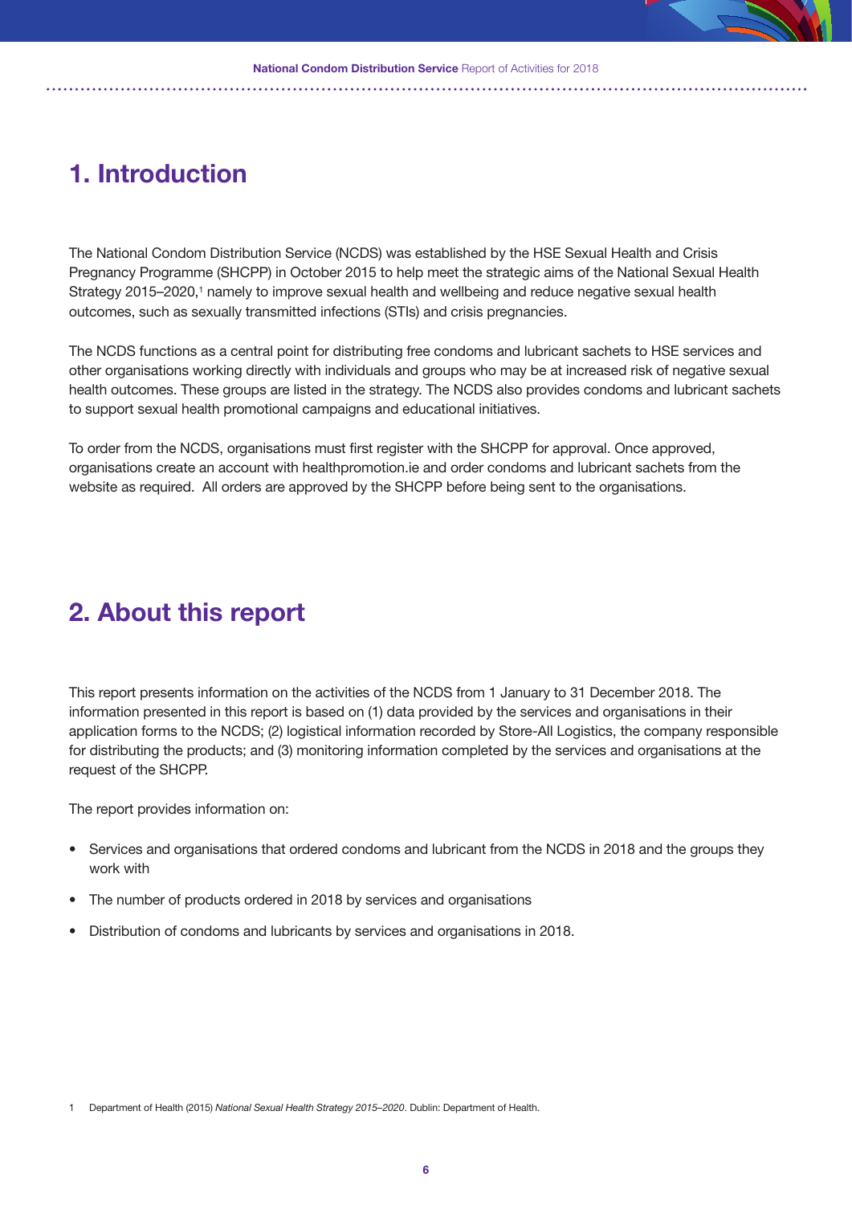# 1. Introduction

The National Condom Distribution Service (NCDS) was established by the HSE Sexual Health and Crisis Pregnancy Programme (SHCPP) in October 2015 to help meet the strategic aims of the National Sexual Health Strategy 2015–2020,[1] namely to improve sexual health and wellbeing and reduce negative sexual health outcomes, such as sexually transmitted infections (STIs) and crisis pregnancies.

The NCDS functions as a central point for distributing free condoms and lubricant sachets to HSE services and other organisations working directly with individuals and groups who may be at increased risk of negative sexual health outcomes. These groups are listed in the strategy. The NCDS also provides condoms and lubricant sachets to support sexual health promotional campaigns and educational initiatives.

To order from the NCDS, organisations must first register with the SHCPP for approval. Once approved, organisations create an account with healthpromotion.ie and order condoms and lubricant sachets from the website as required. All orders are approved by the SHCPP before being sent to the organisations.

# 2. About this report

This report presents information on the activities of the NCDS from 1 January to 31 December 2018. The information presented in this report is based on (1) data provided by the services and organisations in their application forms to the NCDS; (2) logistical information recorded by Store-All Logistics, the company responsible for distributing the products; and (3) monitoring information completed by the services and organisations at the request of the SHCPP.

The report provides information on:

- Services and organisations that ordered condoms and lubricant from the NCDS in 2018 and the groups they work with
- The number of products ordered in 2018 by services and organisations
- Distribution of condoms and lubricants by services and organisations in 2018.

1 Department of Health (2015) *National Sexual Health Strategy 2015–2020*. Dublin: Department of Health.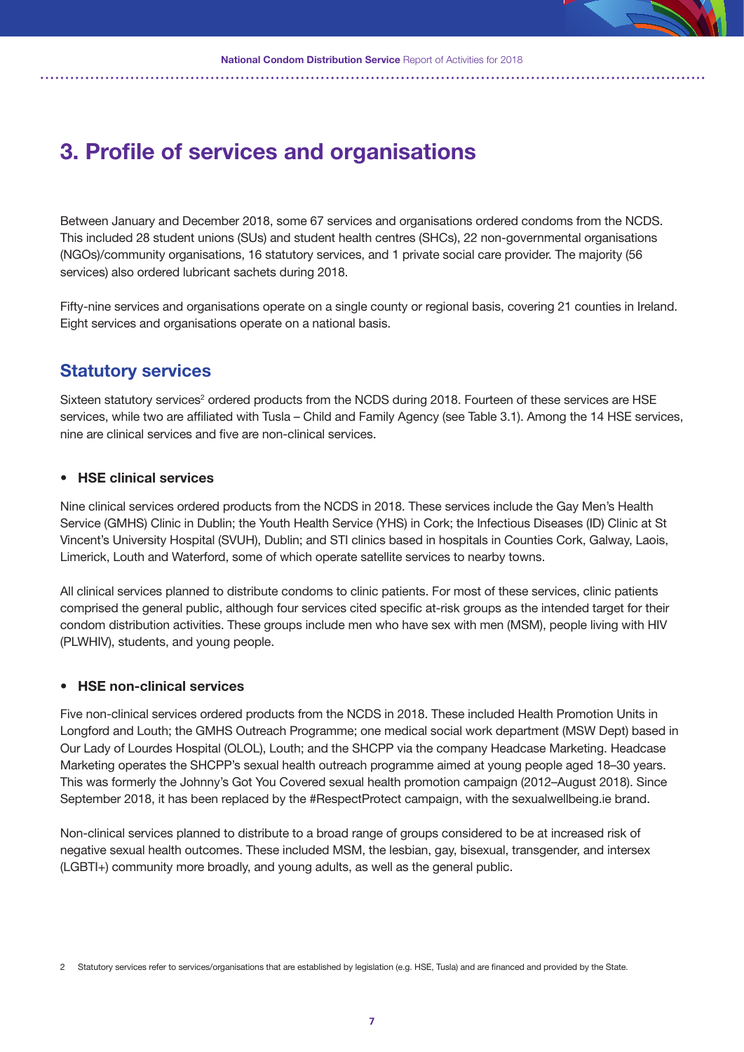# 3. Profile of services and organisations

Between January and December 2018, some 67 services and organisations ordered condoms from the NCDS. This included 28 student unions (SUs) and student health centres (SHCs), 22 non-governmental organisations (NGOs)/community organisations, 16 statutory services, and 1 private social care provider. The majority (56 services) also ordered lubricant sachets during 2018.

Fifty-nine services and organisations operate on a single county or regional basis, covering 21 counties in Ireland. Eight services and organisations operate on a national basis.

## Statutory services

Sixteen statutory services[2] ordered products from the NCDS during 2018. Fourteen of these services are HSE services, while two are affiliated with Tusla – Child and Family Agency (see Table 3.1). Among the 14 HSE services, nine are clinical services and five are non-clinical services.

- **HSE clinical services**

Nine clinical services ordered products from the NCDS in 2018. These services include the Gay Men's Health Service (GMHS) Clinic in Dublin; the Youth Health Service (YHS) in Cork; the Infectious Diseases (ID) Clinic at St Vincent's University Hospital (SVUH), Dublin; and STI clinics based in hospitals in Counties Cork, Galway, Laois, Limerick, Louth and Waterford, some of which operate satellite services to nearby towns.

All clinical services planned to distribute condoms to clinic patients. For most of these services, clinic patients comprised the general public, although four services cited specific at-risk groups as the intended target for their condom distribution activities. These groups include men who have sex with men (MSM), people living with HIV (PLWHIV), students, and young people.

- **HSE non-clinical services**

Five non-clinical services ordered products from the NCDS in 2018. These included Health Promotion Units in Longford and Louth; the GMHS Outreach Programme; one medical social work department (MSW Dept) based in Our Lady of Lourdes Hospital (OLOL), Louth; and the SHCPP via the company Headcase Marketing. Headcase Marketing operates the SHCPP's sexual health outreach programme aimed at young people aged 18–30 years. This was formerly the Johnny's Got You Covered sexual health promotion campaign (2012–August 2018). Since September 2018, it has been replaced by the #RespectProtect campaign, with the sexualwellbeing.ie brand.

Non-clinical services planned to distribute to a broad range of groups considered to be at increased risk of negative sexual health outcomes. These included MSM, the lesbian, gay, bisexual, transgender, and intersex (LGBTI+) community more broadly, and young adults, as well as the general public.

2 Statutory services refer to services/organisations that are established by legislation (e.g. HSE, Tusla) and are financed and provided by the State.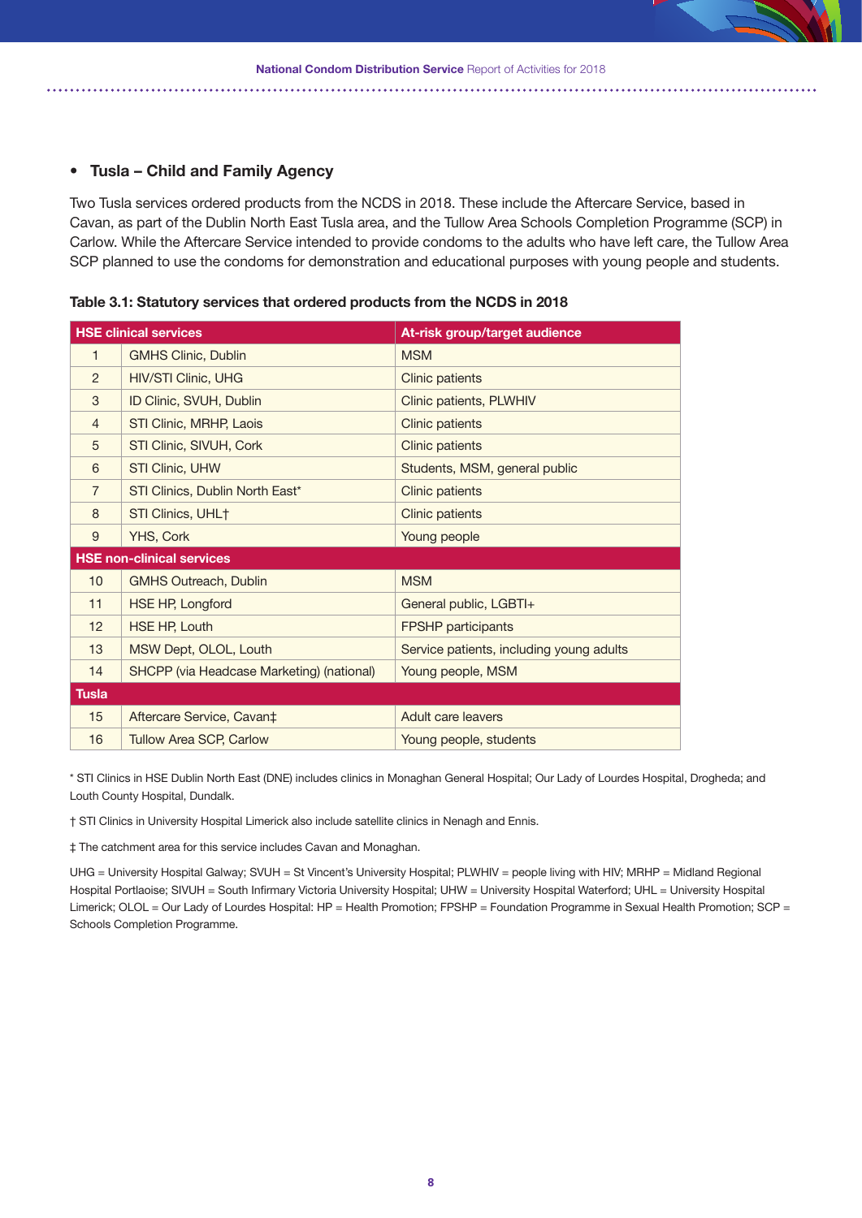- **Tusla – Child and Family Agency**

Two Tusla services ordered products from the NCDS in 2018. These include the Aftercare Service, based in Cavan, as part of the Dublin North East Tusla area, and the Tullow Area Schools Completion Programme (SCP) in Carlow. While the Aftercare Service intended to provide condoms to the adults who have left care, the Tullow Area SCP planned to use the condoms for demonstration and educational purposes with young people and students.

**Table 3.1: Statutory services that ordered products from the NCDS in 2018**

| HSE clinical services | | At-risk group/target audience |
|---|---|---|
| 1 | GMHS Clinic, Dublin | MSM |
| 2 | HIV/STI Clinic, UHG | Clinic patients |
| 3 | ID Clinic, SVUH, Dublin | Clinic patients, PLWHIV |
| 4 | STI Clinic, MRHP, Laois | Clinic patients |
| 5 | STI Clinic, SIVUH, Cork | Clinic patients |
| 6 | STI Clinic, UHW | Students, MSM, general public |
| 7 | STI Clinics, Dublin North East* | Clinic patients |
| 8 | STI Clinics, UHL† | Clinic patients |
| 9 | YHS, Cork | Young people |
| **HSE non-clinical services** | | |
| 10 | GMHS Outreach, Dublin | MSM |
| 11 | HSE HP, Longford | General public, LGBTI+ |
| 12 | HSE HP, Louth | FPSHP participants |
| 13 | MSW Dept, OLOL, Louth | Service patients, including young adults |
| 14 | SHCPP (via Headcase Marketing) (national) | Young people, MSM |
| **Tusla** | | |
| 15 | Aftercare Service, Cavan‡ | Adult care leavers |
| 16 | Tullow Area SCP, Carlow | Young people, students |

* STI Clinics in HSE Dublin North East (DNE) includes clinics in Monaghan General Hospital; Our Lady of Lourdes Hospital, Drogheda; and Louth County Hospital, Dundalk.

† STI Clinics in University Hospital Limerick also include satellite clinics in Nenagh and Ennis.

‡ The catchment area for this service includes Cavan and Monaghan.

UHG = University Hospital Galway; SVUH = St Vincent's University Hospital; PLWHIV = people living with HIV; MRHP = Midland Regional Hospital Portlaoise; SIVUH = South Infirmary Victoria University Hospital; UHW = University Hospital Waterford; UHL = University Hospital Limerick; OLOL = Our Lady of Lourdes Hospital: HP = Health Promotion; FPSHP = Foundation Programme in Sexual Health Promotion; SCP = Schools Completion Programme.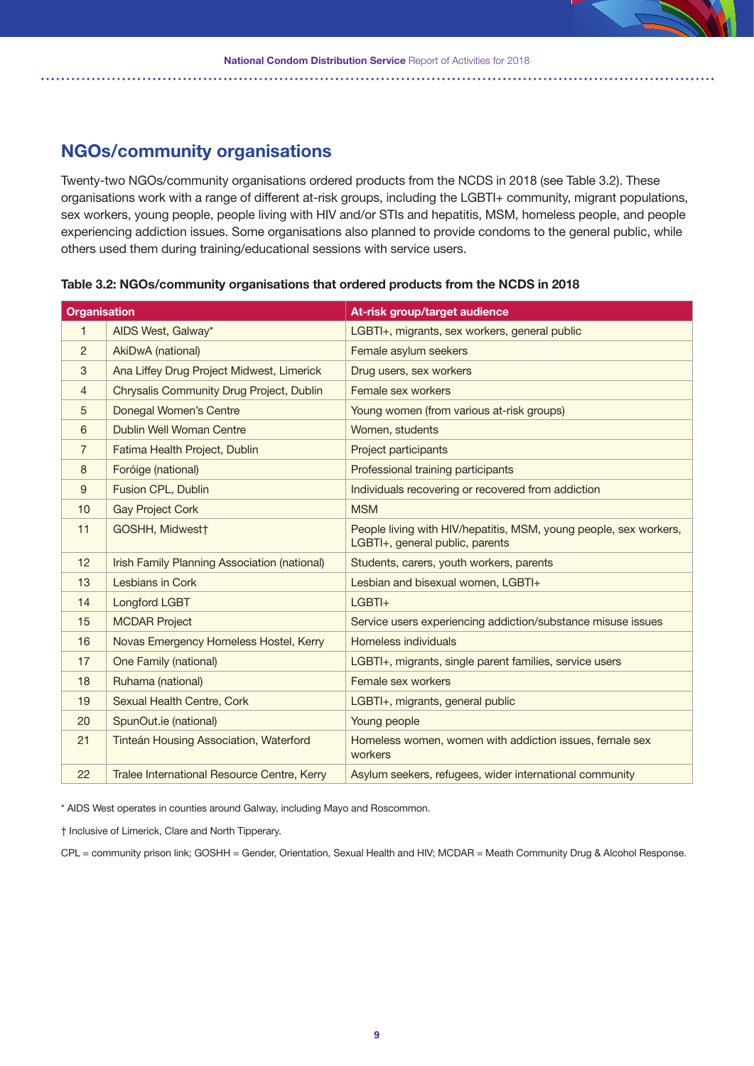## NGOs/community organisations

Twenty-two NGOs/community organisations ordered products from the NCDS in 2018 (see Table 3.2). These organisations work with a range of different at-risk groups, including the LGBTI+ community, migrant populations, sex workers, young people, people living with HIV and/or STIs and hepatitis, MSM, homeless people, and people experiencing addiction issues. Some organisations also planned to provide condoms to the general public, while others used them during training/educational sessions with service users.

**Table 3.2: NGOs/community organisations that ordered products from the NCDS in 2018**

| Organisation | | At-risk group/target audience |
|---|---|---|
| 1 | AIDS West, Galway* | LGBTI+, migrants, sex workers, general public |
| 2 | AkiDwA (national) | Female asylum seekers |
| 3 | Ana Liffey Drug Project Midwest, Limerick | Drug users, sex workers |
| 4 | Chrysalis Community Drug Project, Dublin | Female sex workers |
| 5 | Donegal Women's Centre | Young women (from various at-risk groups) |
| 6 | Dublin Well Woman Centre | Women, students |
| 7 | Fatima Health Project, Dublin | Project participants |
| 8 | Foróige (national) | Professional training participants |
| 9 | Fusion CPL, Dublin | Individuals recovering or recovered from addiction |
| 10 | Gay Project Cork | MSM |
| 11 | GOSHH, Midwest† | People living with HIV/hepatitis, MSM, young people, sex workers, LGBTI+, general public, parents |
| 12 | Irish Family Planning Association (national) | Students, carers, youth workers, parents |
| 13 | Lesbians in Cork | Lesbian and bisexual women, LGBTI+ |
| 14 | Longford LGBT | LGBTI+ |
| 15 | MCDAR Project | Service users experiencing addiction/substance misuse issues |
| 16 | Novas Emergency Homeless Hostel, Kerry | Homeless individuals |
| 17 | One Family (national) | LGBTI+, migrants, single parent families, service users |
| 18 | Ruhama (national) | Female sex workers |
| 19 | Sexual Health Centre, Cork | LGBTI+, migrants, general public |
| 20 | SpunOut.ie (national) | Young people |
| 21 | Tinteán Housing Association, Waterford | Homeless women, women with addiction issues, female sex workers |
| 22 | Tralee International Resource Centre, Kerry | Asylum seekers, refugees, wider international community |

* AIDS West operates in counties around Galway, including Mayo and Roscommon.

† Inclusive of Limerick, Clare and North Tipperary.

CPL = community prison link; GOSHH = Gender, Orientation, Sexual Health and HIV; MCDAR = Meath Community Drug & Alcohol Response.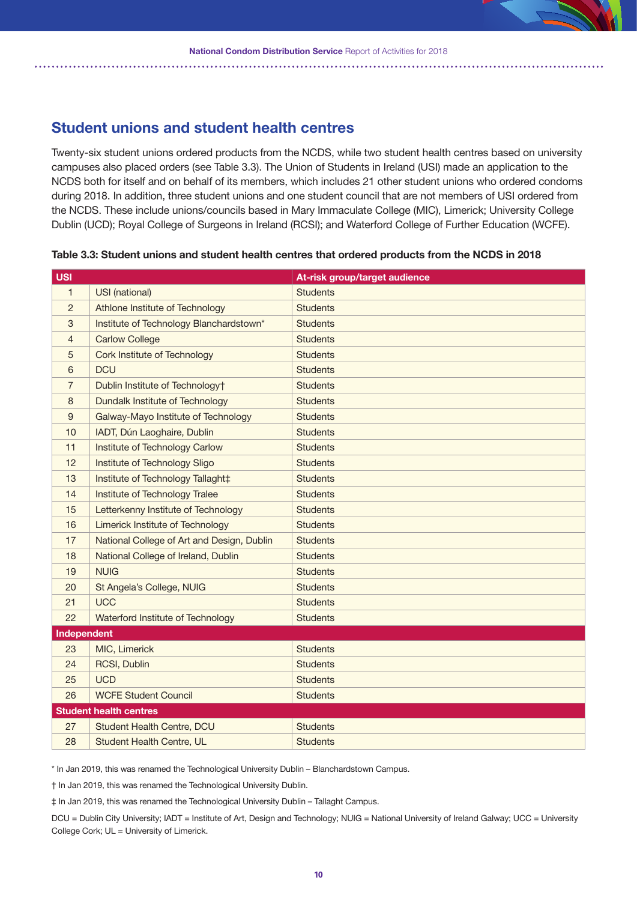## Student unions and student health centres

Twenty-six student unions ordered products from the NCDS, while two student health centres based on university campuses also placed orders (see Table 3.3). The Union of Students in Ireland (USI) made an application to the NCDS both for itself and on behalf of its members, which includes 21 other student unions who ordered condoms during 2018. In addition, three student unions and one student council that are not members of USI ordered from the NCDS. These include unions/councils based in Mary Immaculate College (MIC), Limerick; University College Dublin (UCD); Royal College of Surgeons in Ireland (RCSI); and Waterford College of Further Education (WCFE).

**Table 3.3: Student unions and student health centres that ordered products from the NCDS in 2018**

| USI | | At-risk group/target audience |
|---|---|---|
| 1 | USI (national) | Students |
| 2 | Athlone Institute of Technology | Students |
| 3 | Institute of Technology Blanchardstown* | Students |
| 4 | Carlow College | Students |
| 5 | Cork Institute of Technology | Students |
| 6 | DCU | Students |
| 7 | Dublin Institute of Technology† | Students |
| 8 | Dundalk Institute of Technology | Students |
| 9 | Galway-Mayo Institute of Technology | Students |
| 10 | IADT, Dún Laoghaire, Dublin | Students |
| 11 | Institute of Technology Carlow | Students |
| 12 | Institute of Technology Sligo | Students |
| 13 | Institute of Technology Tallaght‡ | Students |
| 14 | Institute of Technology Tralee | Students |
| 15 | Letterkenny Institute of Technology | Students |
| 16 | Limerick Institute of Technology | Students |
| 17 | National College of Art and Design, Dublin | Students |
| 18 | National College of Ireland, Dublin | Students |
| 19 | NUIG | Students |
| 20 | St Angela's College, NUIG | Students |
| 21 | UCC | Students |
| 22 | Waterford Institute of Technology | Students |
| **Independent** | | |
| 23 | MIC, Limerick | Students |
| 24 | RCSI, Dublin | Students |
| 25 | UCD | Students |
| 26 | WCFE Student Council | Students |
| **Student health centres** | | |
| 27 | Student Health Centre, DCU | Students |
| 28 | Student Health Centre, UL | Students |

* In Jan 2019, this was renamed the Technological University Dublin – Blanchardstown Campus.

† In Jan 2019, this was renamed the Technological University Dublin.

‡ In Jan 2019, this was renamed the Technological University Dublin – Tallaght Campus.

DCU = Dublin City University; IADT = Institute of Art, Design and Technology; NUIG = National University of Ireland Galway; UCC = University College Cork; UL = University of Limerick.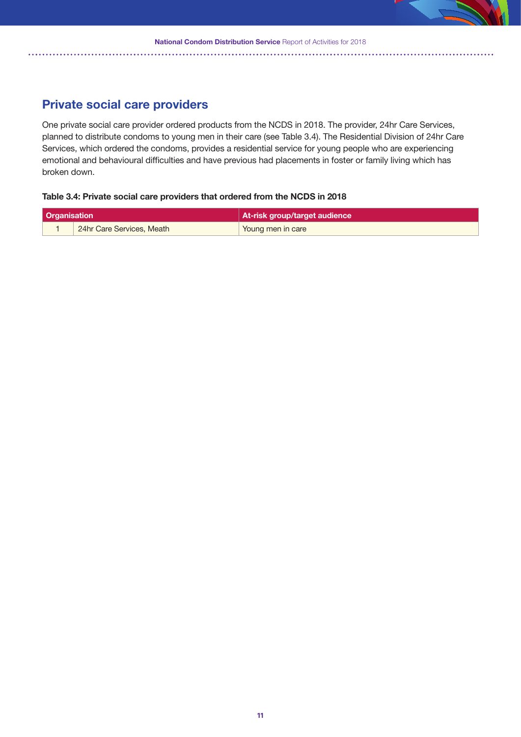## Private social care providers

One private social care provider ordered products from the NCDS in 2018. The provider, 24hr Care Services, planned to distribute condoms to young men in their care (see Table 3.4). The Residential Division of 24hr Care Services, which ordered the condoms, provides a residential service for young people who are experiencing emotional and behavioural difficulties and have previous had placements in foster or family living which has broken down.

**Table 3.4: Private social care providers that ordered from the NCDS in 2018**

| Organisation | | At-risk group/target audience |
|---|---|---|
| 1 | 24hr Care Services, Meath | Young men in care |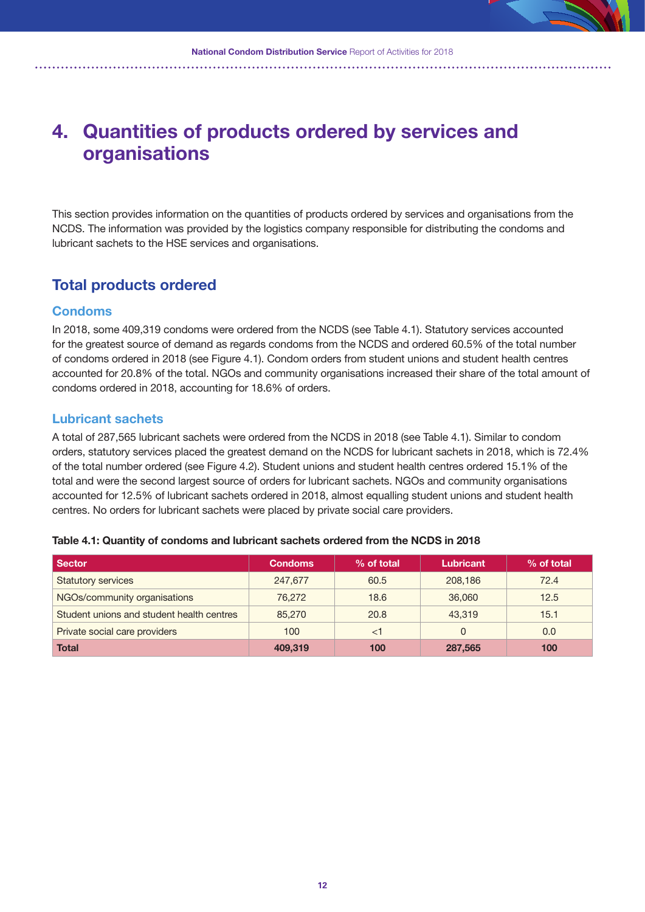# 4. Quantities of products ordered by services and organisations

This section provides information on the quantities of products ordered by services and organisations from the NCDS. The information was provided by the logistics company responsible for distributing the condoms and lubricant sachets to the HSE services and organisations.

## Total products ordered

### Condoms

In 2018, some 409,319 condoms were ordered from the NCDS (see Table 4.1). Statutory services accounted for the greatest source of demand as regards condoms from the NCDS and ordered 60.5% of the total number of condoms ordered in 2018 (see Figure 4.1). Condom orders from student unions and student health centres accounted for 20.8% of the total. NGOs and community organisations increased their share of the total amount of condoms ordered in 2018, accounting for 18.6% of orders.

### Lubricant sachets

A total of 287,565 lubricant sachets were ordered from the NCDS in 2018 (see Table 4.1). Similar to condom orders, statutory services placed the greatest demand on the NCDS for lubricant sachets in 2018, which is 72.4% of the total number ordered (see Figure 4.2). Student unions and student health centres ordered 15.1% of the total and were the second largest source of orders for lubricant sachets. NGOs and community organisations accounted for 12.5% of lubricant sachets ordered in 2018, almost equalling student unions and student health centres. No orders for lubricant sachets were placed by private social care providers.

**Table 4.1: Quantity of condoms and lubricant sachets ordered from the NCDS in 2018**

| Sector | Condoms | % of total | Lubricant | % of total |
|---|---|---|---|---|
| Statutory services | 247,677 | 60.5 | 208,186 | 72.4 |
| NGOs/community organisations | 76,272 | 18.6 | 36,060 | 12.5 |
| Student unions and student health centres | 85,270 | 20.8 | 43,319 | 15.1 |
| Private social care providers | 100 | <1 | 0 | 0.0 |
| **Total** | **409,319** | **100** | **287,565** | **100** |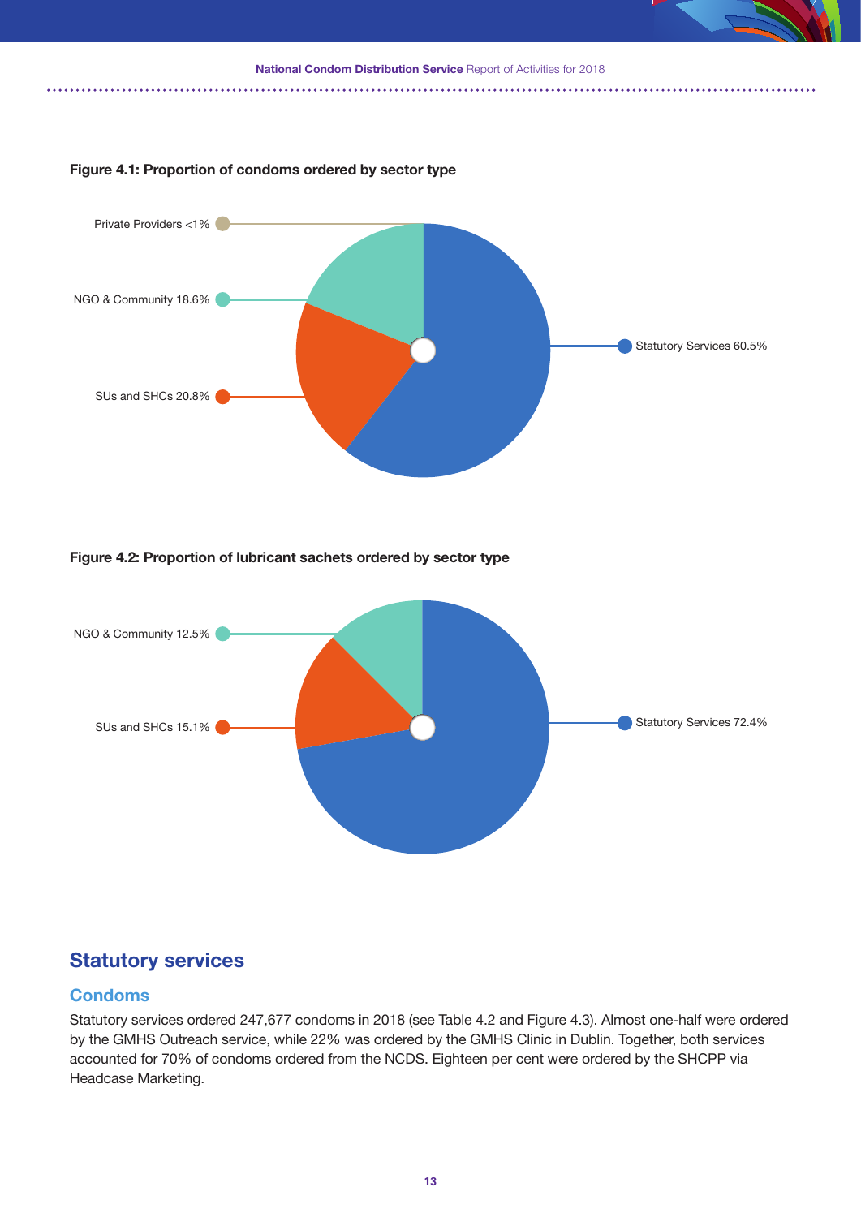**Figure 4.1: Proportion of condoms ordered by sector type**

Private Providers <1%

NGO & Community 18.6%

SUs and SHCs 20.8%

Statutory Services 60.5%

**Figure 4.2: Proportion of lubricant sachets ordered by sector type**

NGO & Community 12.5%

SUs and SHCs 15.1%

Statutory Services 72.4%

## Statutory services

### Condoms

Statutory services ordered 247,677 condoms in 2018 (see Table 4.2 and Figure 4.3). Almost one-half were ordered by the GMHS Outreach service, while 22% was ordered by the GMHS Clinic in Dublin. Together, both services accounted for 70% of condoms ordered from the NCDS. Eighteen per cent were ordered by the SHCPP via Headcase Marketing.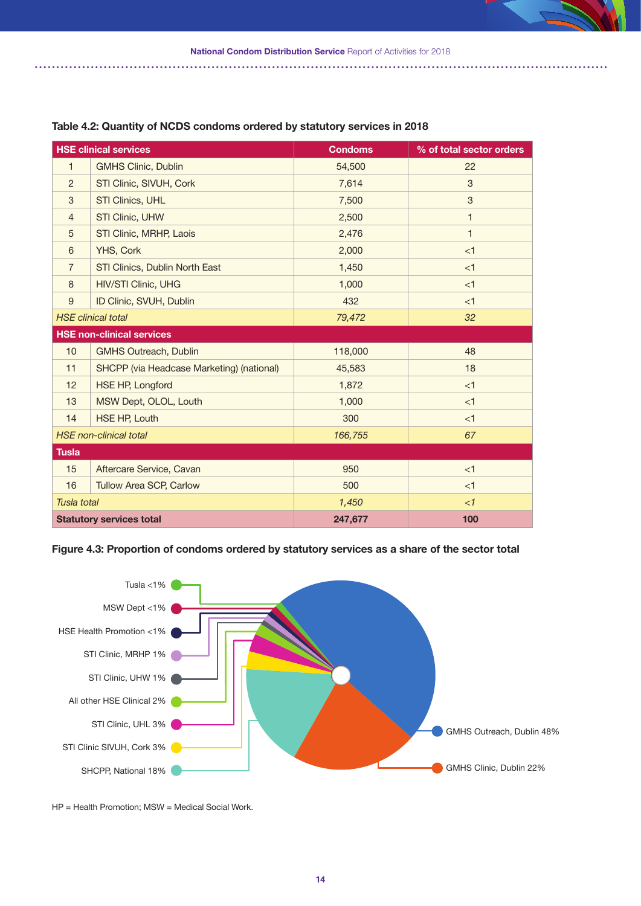**Table 4.2: Quantity of NCDS condoms ordered by statutory services in 2018**

| HSE clinical services | | Condoms | % of total sector orders |
|---|---|---|---|
| 1 | GMHS Clinic, Dublin | 54,500 | 22 |
| 2 | STI Clinic, SIVUH, Cork | 7,614 | 3 |
| 3 | STI Clinics, UHL | 7,500 | 3 |
| 4 | STI Clinic, UHW | 2,500 | 1 |
| 5 | STI Clinic, MRHP, Laois | 2,476 | 1 |
| 6 | YHS, Cork | 2,000 | <1 |
| 7 | STI Clinics, Dublin North East | 1,450 | <1 |
| 8 | HIV/STI Clinic, UHG | 1,000 | <1 |
| 9 | ID Clinic, SVUH, Dublin | 432 | <1 |
| *HSE clinical total* | | *79,472* | *32* |
| **HSE non-clinical services** | | | |
| 10 | GMHS Outreach, Dublin | 118,000 | 48 |
| 11 | SHCPP (via Headcase Marketing) (national) | 45,583 | 18 |
| 12 | HSE HP, Longford | 1,872 | <1 |
| 13 | MSW Dept, OLOL, Louth | 1,000 | <1 |
| 14 | HSE HP, Louth | 300 | <1 |
| *HSE non-clinical total* | | *166,755* | *67* |
| **Tusla** | | | |
| 15 | Aftercare Service, Cavan | 950 | <1 |
| 16 | Tullow Area SCP, Carlow | 500 | <1 |
| *Tusla total* | | *1,450* | *<1* |
| **Statutory services total** | | **247,677** | **100** |

**Figure 4.3: Proportion of condoms ordered by statutory services as a share of the sector total**

HP = Health Promotion; MSW = Medical Social Work.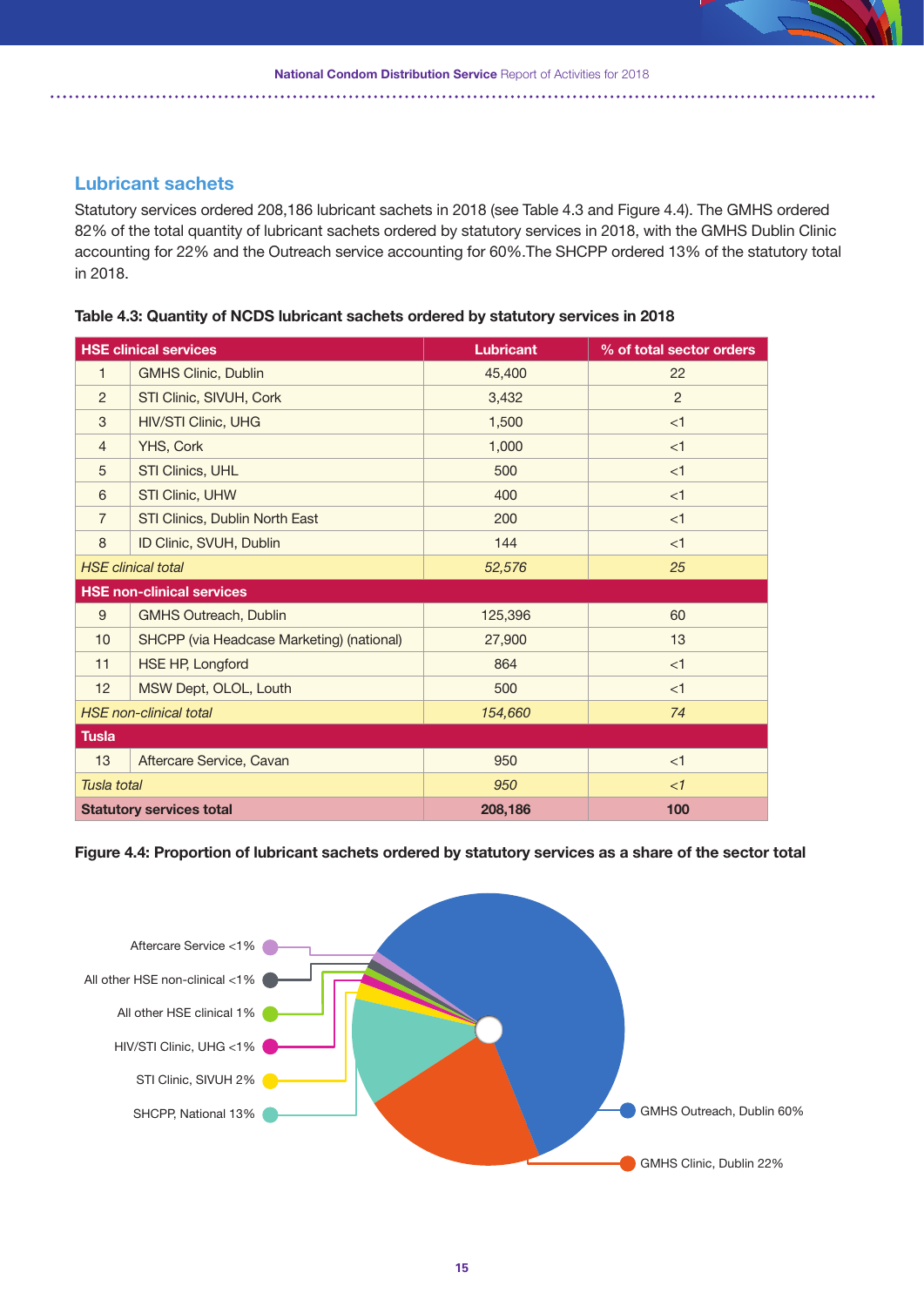## Lubricant sachets

Statutory services ordered 208,186 lubricant sachets in 2018 (see Table 4.3 and Figure 4.4). The GMHS ordered 82% of the total quantity of lubricant sachets ordered by statutory services in 2018, with the GMHS Dublin Clinic accounting for 22% and the Outreach service accounting for 60%.The SHCPP ordered 13% of the statutory total in 2018.

**Table 4.3: Quantity of NCDS lubricant sachets ordered by statutory services in 2018**

| HSE clinical services | | Lubricant | % of total sector orders |
|---|---|---|---|
| 1 | GMHS Clinic, Dublin | 45,400 | 22 |
| 2 | STI Clinic, SIVUH, Cork | 3,432 | 2 |
| 3 | HIV/STI Clinic, UHG | 1,500 | <1 |
| 4 | YHS, Cork | 1,000 | <1 |
| 5 | STI Clinics, UHL | 500 | <1 |
| 6 | STI Clinic, UHW | 400 | <1 |
| 7 | STI Clinics, Dublin North East | 200 | <1 |
| 8 | ID Clinic, SVUH, Dublin | 144 | <1 |
| *HSE clinical total* | | *52,576* | *25* |
| **HSE non-clinical services** | | | |
| 9 | GMHS Outreach, Dublin | 125,396 | 60 |
| 10 | SHCPP (via Headcase Marketing) (national) | 27,900 | 13 |
| 11 | HSE HP, Longford | 864 | <1 |
| 12 | MSW Dept, OLOL, Louth | 500 | <1 |
| *HSE non-clinical total* | | *154,660* | *74* |
| **Tusla** | | | |
| 13 | Aftercare Service, Cavan | 950 | <1 |
| *Tusla total* | | *950* | *<1* |
| **Statutory services total** | | **208,186** | **100** |

**Figure 4.4: Proportion of lubricant sachets ordered by statutory services as a share of the sector total**

- Aftercare Service <1%
- All other HSE non-clinical <1%
- All other HSE clinical 1%
- HIV/STI Clinic, UHG <1%
- STI Clinic, SIVUH 2%
- SHCPP, National 13%
- GMHS Outreach, Dublin 60%
- GMHS Clinic, Dublin 22%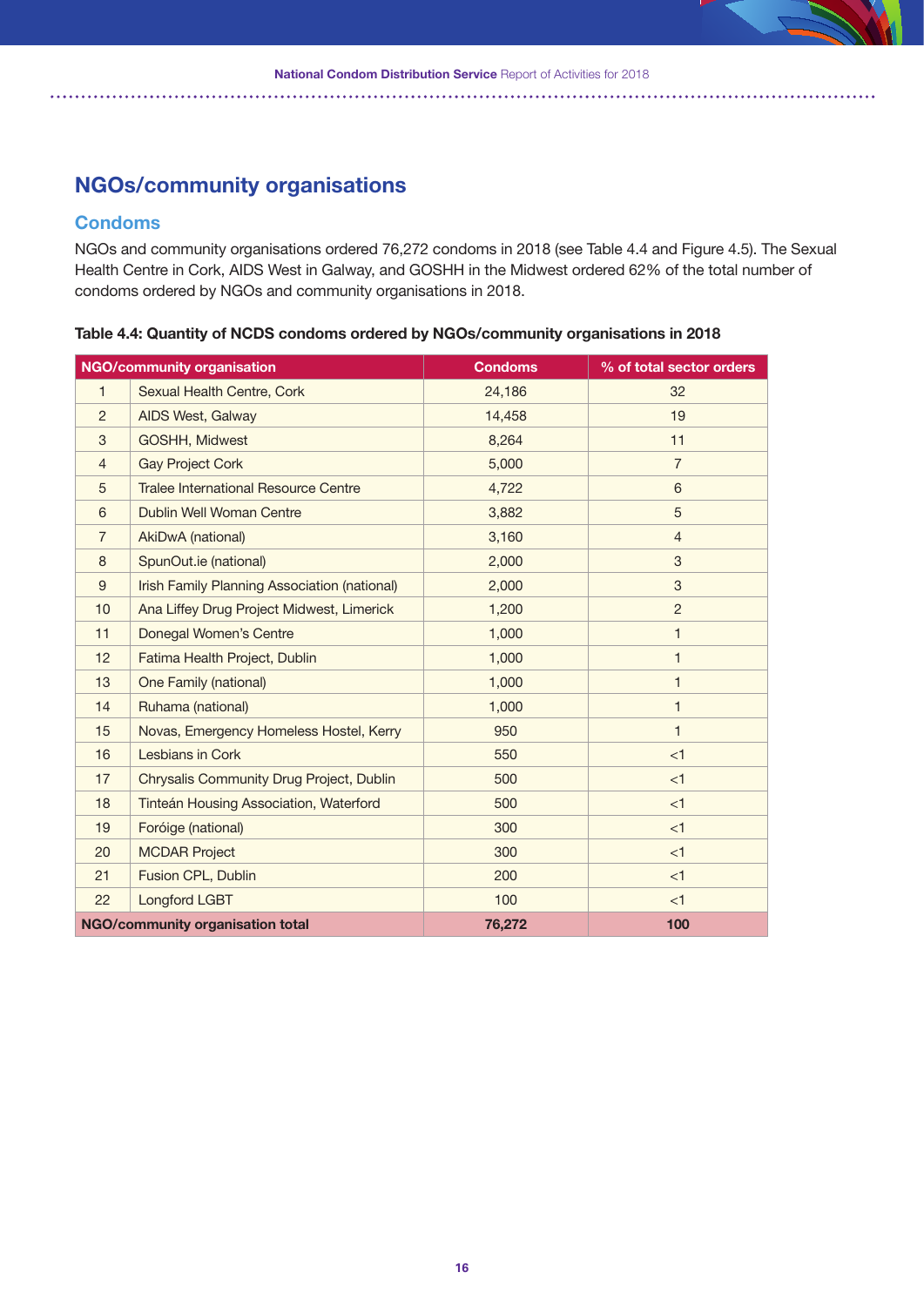## NGOs/community organisations

### Condoms

NGOs and community organisations ordered 76,272 condoms in 2018 (see Table 4.4 and Figure 4.5). The Sexual Health Centre in Cork, AIDS West in Galway, and GOSHH in the Midwest ordered 62% of the total number of condoms ordered by NGOs and community organisations in 2018.

**Table 4.4: Quantity of NCDS condoms ordered by NGOs/community organisations in 2018**

| NGO/community organisation | | Condoms | % of total sector orders |
|---|---|---|---|
| 1 | Sexual Health Centre, Cork | 24,186 | 32 |
| 2 | AIDS West, Galway | 14,458 | 19 |
| 3 | GOSHH, Midwest | 8,264 | 11 |
| 4 | Gay Project Cork | 5,000 | 7 |
| 5 | Tralee International Resource Centre | 4,722 | 6 |
| 6 | Dublin Well Woman Centre | 3,882 | 5 |
| 7 | AkiDwA (national) | 3,160 | 4 |
| 8 | SpunOut.ie (national) | 2,000 | 3 |
| 9 | Irish Family Planning Association (national) | 2,000 | 3 |
| 10 | Ana Liffey Drug Project Midwest, Limerick | 1,200 | 2 |
| 11 | Donegal Women's Centre | 1,000 | 1 |
| 12 | Fatima Health Project, Dublin | 1,000 | 1 |
| 13 | One Family (national) | 1,000 | 1 |
| 14 | Ruhama (national) | 1,000 | 1 |
| 15 | Novas, Emergency Homeless Hostel, Kerry | 950 | 1 |
| 16 | Lesbians in Cork | 550 | <1 |
| 17 | Chrysalis Community Drug Project, Dublin | 500 | <1 |
| 18 | Tinteán Housing Association, Waterford | 500 | <1 |
| 19 | Foróige (national) | 300 | <1 |
| 20 | MCDAR Project | 300 | <1 |
| 21 | Fusion CPL, Dublin | 200 | <1 |
| 22 | Longford LGBT | 100 | <1 |
| **NGO/community organisation total** | | **76,272** | **100** |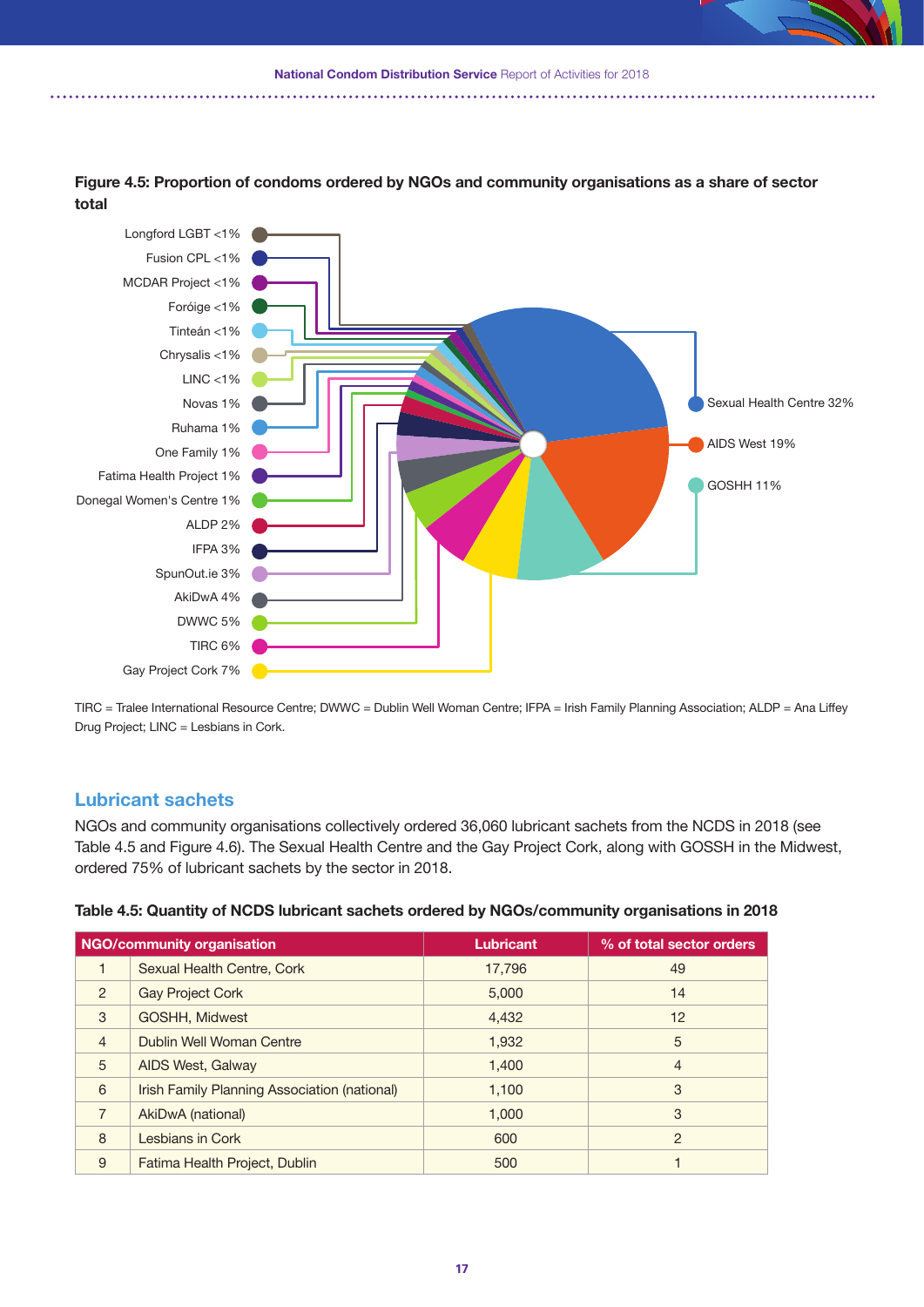**Figure 4.5: Proportion of condoms ordered by NGOs and community organisations as a share of sector total**

Longford LGBT <1%
Fusion CPL <1%
MCDAR Project <1%
Foróige <1%
Tinteán <1%
Chrysalis <1%
LINC <1%
Novas 1%
Ruhama 1%
One Family 1%
Fatima Health Project 1%
Donegal Women's Centre 1%
ALDP 2%
IFPA 3%
SpunOut.ie 3%
AkiDwA 4%
DWWC 5%
TIRC 6%
Gay Project Cork 7%
Sexual Health Centre 32%
AIDS West 19%
GOSHH 11%

TIRC = Tralee International Resource Centre; DWWC = Dublin Well Woman Centre; IFPA = Irish Family Planning Association; ALDP = Ana Liffey Drug Project; LINC = Lesbians in Cork.

## Lubricant sachets

NGOs and community organisations collectively ordered 36,060 lubricant sachets from the NCDS in 2018 (see Table 4.5 and Figure 4.6). The Sexual Health Centre and the Gay Project Cork, along with GOSSH in the Midwest, ordered 75% of lubricant sachets by the sector in 2018.

**Table 4.5: Quantity of NCDS lubricant sachets ordered by NGOs/community organisations in 2018**

| NGO/community organisation | | Lubricant | % of total sector orders |
|---|---|---|---|
| 1 | Sexual Health Centre, Cork | 17,796 | 49 |
| 2 | Gay Project Cork | 5,000 | 14 |
| 3 | GOSHH, Midwest | 4,432 | 12 |
| 4 | Dublin Well Woman Centre | 1,932 | 5 |
| 5 | AIDS West, Galway | 1,400 | 4 |
| 6 | Irish Family Planning Association (national) | 1,100 | 3 |
| 7 | AkiDwA (national) | 1,000 | 3 |
| 8 | Lesbians in Cork | 600 | 2 |
| 9 | Fatima Health Project, Dublin | 500 | 1 |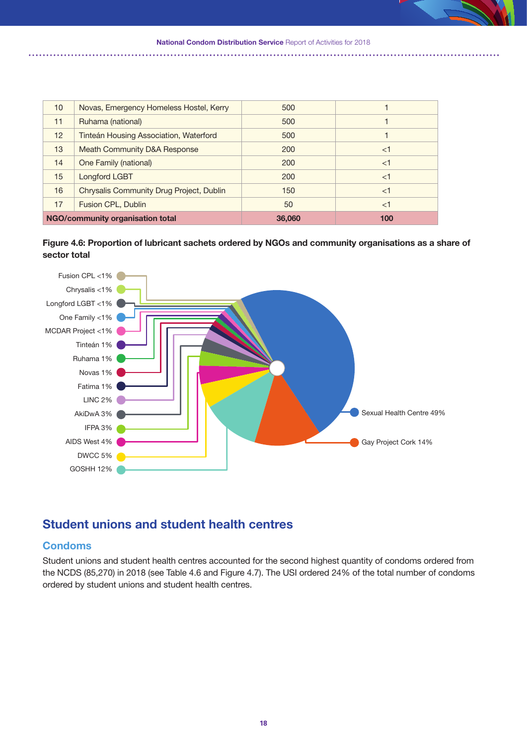| | | | |
|---|---|---|---|
| 10 | Novas, Emergency Homeless Hostel, Kerry | 500 | 1 |
| 11 | Ruhama (national) | 500 | 1 |
| 12 | Tinteán Housing Association, Waterford | 500 | 1 |
| 13 | Meath Community D&A Response | 200 | <1 |
| 14 | One Family (national) | 200 | <1 |
| 15 | Longford LGBT | 200 | <1 |
| 16 | Chrysalis Community Drug Project, Dublin | 150 | <1 |
| 17 | Fusion CPL, Dublin | 50 | <1 |
| **NGO/community organisation total** | | **36,060** | **100** |

**Figure 4.6: Proportion of lubricant sachets ordered by NGOs and community organisations as a share of sector total**

Fusion CPL <1%
Chrysalis <1%
Longford LGBT <1%
One Family <1%
MCDAR Project <1%
Tinteán 1%
Ruhama 1%
Novas 1%
Fatima 1%
LINC 2%
AkiDwA 3%
IFPA 3%
AIDS West 4%
DWCC 5%
GOSHH 12%
Sexual Health Centre 49%
Gay Project Cork 14%

## Student unions and student health centres

### Condoms

Student unions and student health centres accounted for the second highest quantity of condoms ordered from the NCDS (85,270) in 2018 (see Table 4.6 and Figure 4.7). The USI ordered 24% of the total number of condoms ordered by student unions and student health centres.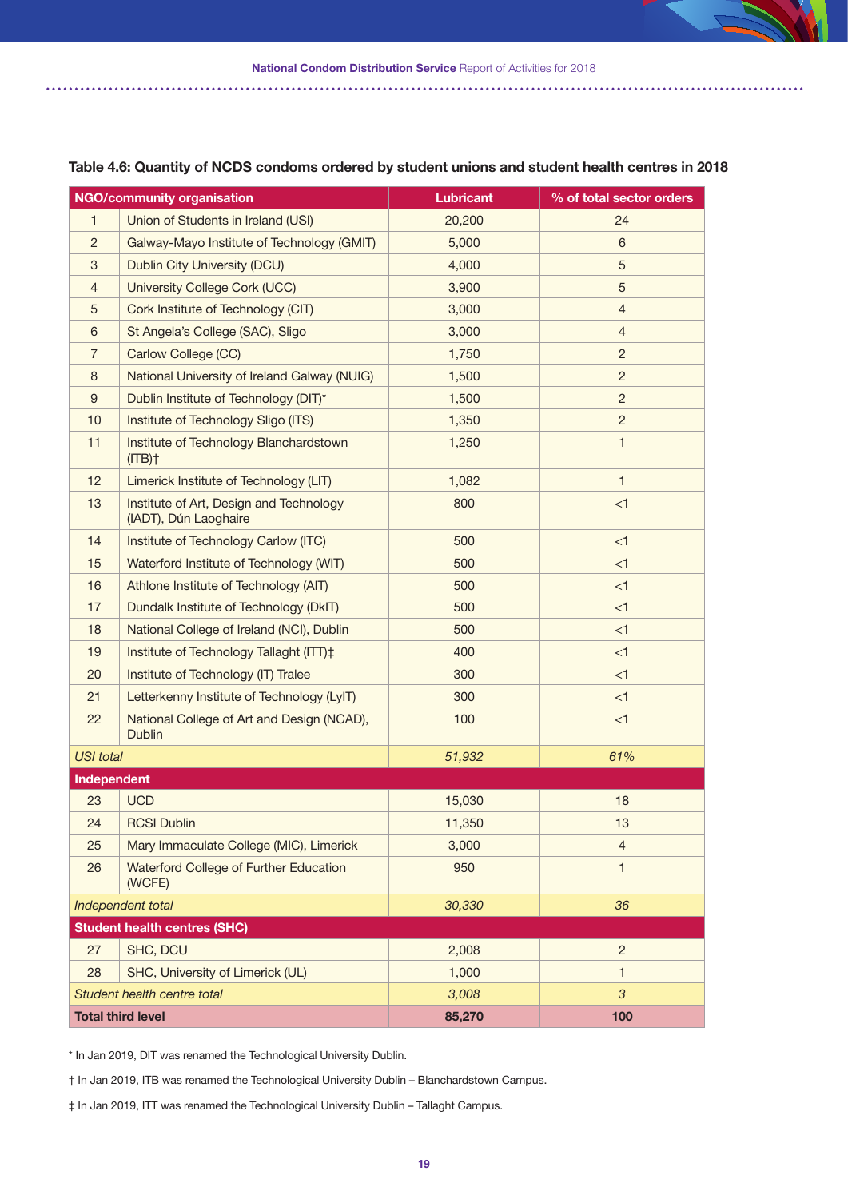**Table 4.6: Quantity of NCDS condoms ordered by student unions and student health centres in 2018**

| NGO/community organisation | | Lubricant | % of total sector orders |
|---|---|---|---|
| 1 | Union of Students in Ireland (USI) | 20,200 | 24 |
| 2 | Galway-Mayo Institute of Technology (GMIT) | 5,000 | 6 |
| 3 | Dublin City University (DCU) | 4,000 | 5 |
| 4 | University College Cork (UCC) | 3,900 | 5 |
| 5 | Cork Institute of Technology (CIT) | 3,000 | 4 |
| 6 | St Angela's College (SAC), Sligo | 3,000 | 4 |
| 7 | Carlow College (CC) | 1,750 | 2 |
| 8 | National University of Ireland Galway (NUIG) | 1,500 | 2 |
| 9 | Dublin Institute of Technology (DIT)* | 1,500 | 2 |
| 10 | Institute of Technology Sligo (ITS) | 1,350 | 2 |
| 11 | Institute of Technology Blanchardstown (ITB)† | 1,250 | 1 |
| 12 | Limerick Institute of Technology (LIT) | 1,082 | 1 |
| 13 | Institute of Art, Design and Technology (IADT), Dún Laoghaire | 800 | <1 |
| 14 | Institute of Technology Carlow (ITC) | 500 | <1 |
| 15 | Waterford Institute of Technology (WIT) | 500 | <1 |
| 16 | Athlone Institute of Technology (AIT) | 500 | <1 |
| 17 | Dundalk Institute of Technology (DkIT) | 500 | <1 |
| 18 | National College of Ireland (NCI), Dublin | 500 | <1 |
| 19 | Institute of Technology Tallaght (ITT)‡ | 400 | <1 |
| 20 | Institute of Technology (IT) Tralee | 300 | <1 |
| 21 | Letterkenny Institute of Technology (LyIT) | 300 | <1 |
| 22 | National College of Art and Design (NCAD), Dublin | 100 | <1 |
| *USI total* | | *51,932* | *61%* |
| **Independent** | | | |
| 23 | UCD | 15,030 | 18 |
| 24 | RCSI Dublin | 11,350 | 13 |
| 25 | Mary Immaculate College (MIC), Limerick | 3,000 | 4 |
| 26 | Waterford College of Further Education (WCFE) | 950 | 1 |
| *Independent total* | | *30,330* | *36* |
| **Student health centres (SHC)** | | | |
| 27 | SHC, DCU | 2,008 | 2 |
| 28 | SHC, University of Limerick (UL) | 1,000 | 1 |
| *Student health centre total* | | *3,008* | *3* |
| **Total third level** | | **85,270** | **100** |

* In Jan 2019, DIT was renamed the Technological University Dublin.

† In Jan 2019, ITB was renamed the Technological University Dublin – Blanchardstown Campus.

‡ In Jan 2019, ITT was renamed the Technological University Dublin – Tallaght Campus.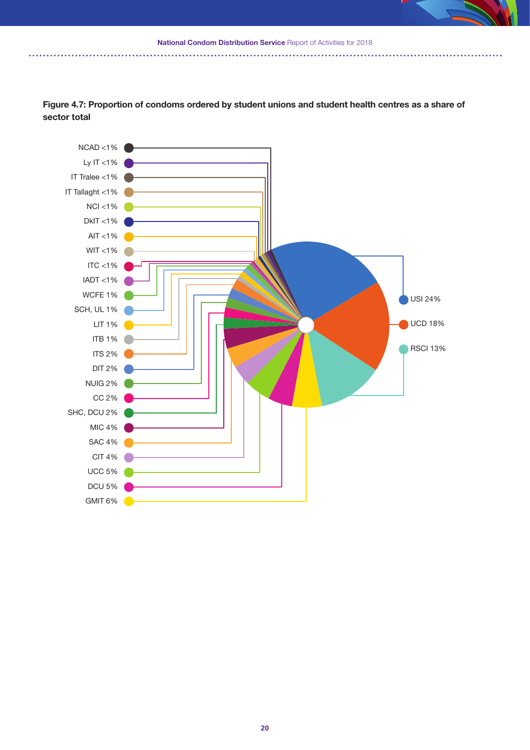**Figure 4.7: Proportion of condoms ordered by student unions and student health centres as a share of sector total**

NCAD <1%
Ly IT <1%
IT Tralee <1%
IT Tallaght <1%
NCI <1%
DkIT <1%
AIT <1%
WIT <1%
ITC <1%
IADT <1%
WCFE 1%
SCH, UL 1%
LIT 1%
ITB 1%
ITS 2%
DIT 2%
NUIG 2%
CC 2%
SHC, DCU 2%
MIC 4%
SAC 4%
CIT 4%
UCC 5%
DCU 5%
GMIT 6%
USI 24%
UCD 18%
RSCI 13%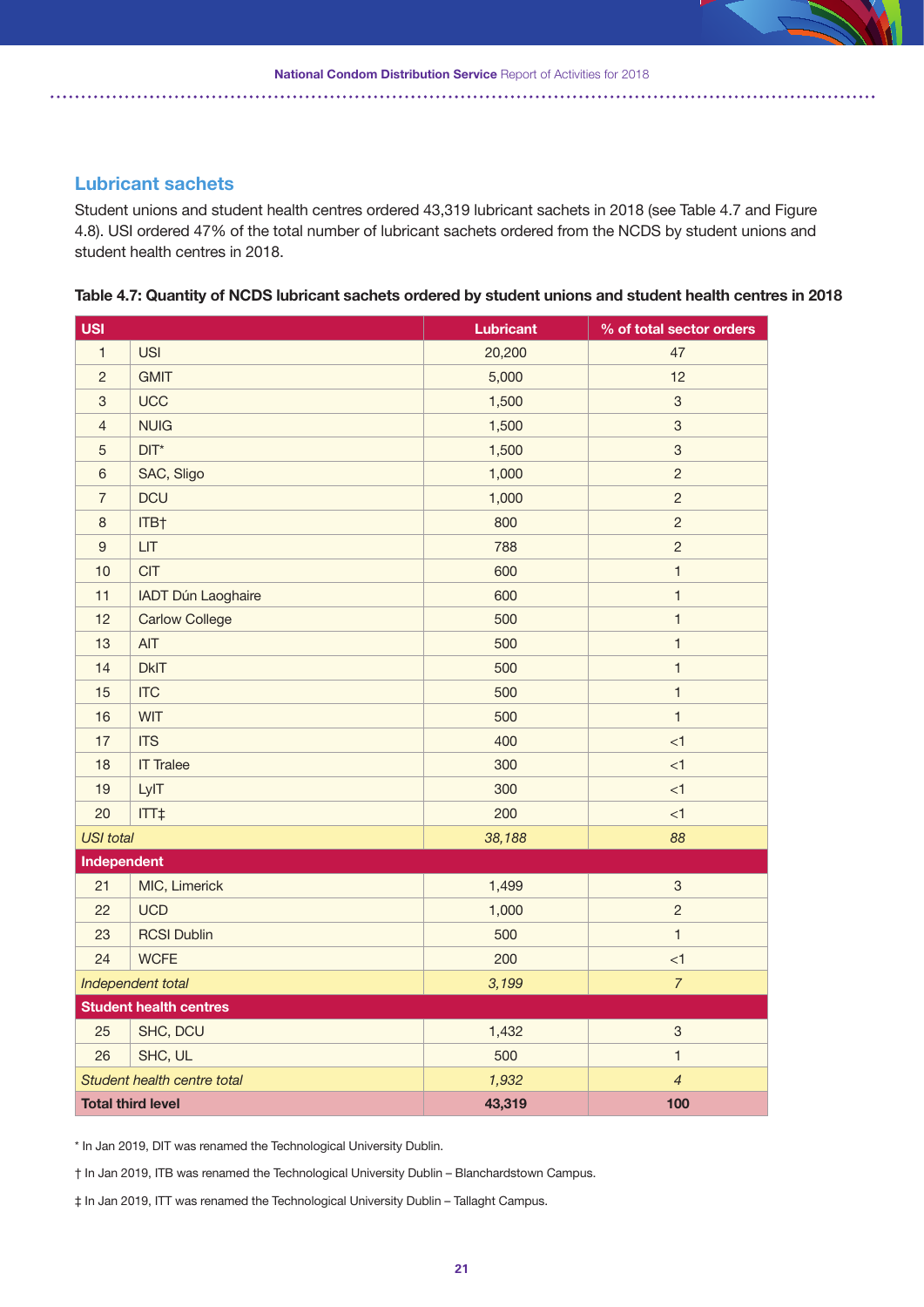## Lubricant sachets

Student unions and student health centres ordered 43,319 lubricant sachets in 2018 (see Table 4.7 and Figure 4.8). USI ordered 47% of the total number of lubricant sachets ordered from the NCDS by student unions and student health centres in 2018.

**Table 4.7: Quantity of NCDS lubricant sachets ordered by student unions and student health centres in 2018**

| USI | | Lubricant | % of total sector orders |
|---|---|---|---|
| 1 | USI | 20,200 | 47 |
| 2 | GMIT | 5,000 | 12 |
| 3 | UCC | 1,500 | 3 |
| 4 | NUIG | 1,500 | 3 |
| 5 | DIT* | 1,500 | 3 |
| 6 | SAC, Sligo | 1,000 | 2 |
| 7 | DCU | 1,000 | 2 |
| 8 | ITB† | 800 | 2 |
| 9 | LIT | 788 | 2 |
| 10 | CIT | 600 | 1 |
| 11 | IADT Dún Laoghaire | 600 | 1 |
| 12 | Carlow College | 500 | 1 |
| 13 | AIT | 500 | 1 |
| 14 | DkIT | 500 | 1 |
| 15 | ITC | 500 | 1 |
| 16 | WIT | 500 | 1 |
| 17 | ITS | 400 | <1 |
| 18 | IT Tralee | 300 | <1 |
| 19 | LyIT | 300 | <1 |
| 20 | ITT‡ | 200 | <1 |
| *USI total* | | *38,188* | *88* |
| **Independent** | | | |
| 21 | MIC, Limerick | 1,499 | 3 |
| 22 | UCD | 1,000 | 2 |
| 23 | RCSI Dublin | 500 | 1 |
| 24 | WCFE | 200 | <1 |
| *Independent total* | | *3,199* | *7* |
| **Student health centres** | | | |
| 25 | SHC, DCU | 1,432 | 3 |
| 26 | SHC, UL | 500 | 1 |
| *Student health centre total* | | *1,932* | *4* |
| **Total third level** | | **43,319** | **100** |

* In Jan 2019, DIT was renamed the Technological University Dublin.

† In Jan 2019, ITB was renamed the Technological University Dublin – Blanchardstown Campus.

‡ In Jan 2019, ITT was renamed the Technological University Dublin – Tallaght Campus.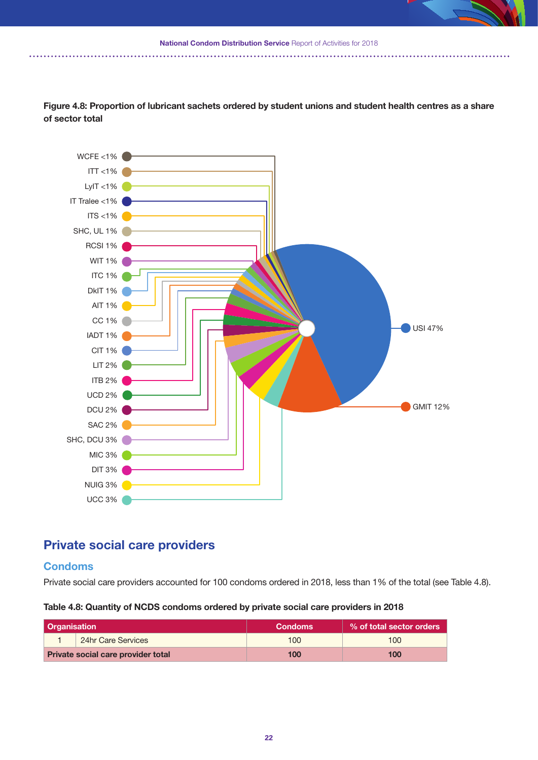**Figure 4.8: Proportion of lubricant sachets ordered by student unions and student health centres as a share of sector total**

WCFE <1%
ITT <1%
LyIT <1%
IT Tralee <1%
ITS <1%
SHC, UL 1%
RCSI 1%
WIT 1%
ITC 1%
DkIT 1%
AIT 1%
CC 1%
IADT 1%
CIT 1%
LIT 2%
ITB 2%
UCD 2%
DCU 2%
SAC 2%
SHC, DCU 3%
MIC 3%
DIT 3%
NUIG 3%
UCC 3%
USI 47%
GMIT 12%

## Private social care providers

### Condoms

Private social care providers accounted for 100 condoms ordered in 2018, less than 1% of the total (see Table 4.8).

**Table 4.8: Quantity of NCDS condoms ordered by private social care providers in 2018**

| Organisation | | Condoms | % of total sector orders |
|---|---|---|---|
| 1 | 24hr Care Services | 100 | 100 |
| **Private social care provider total** | | **100** | **100** |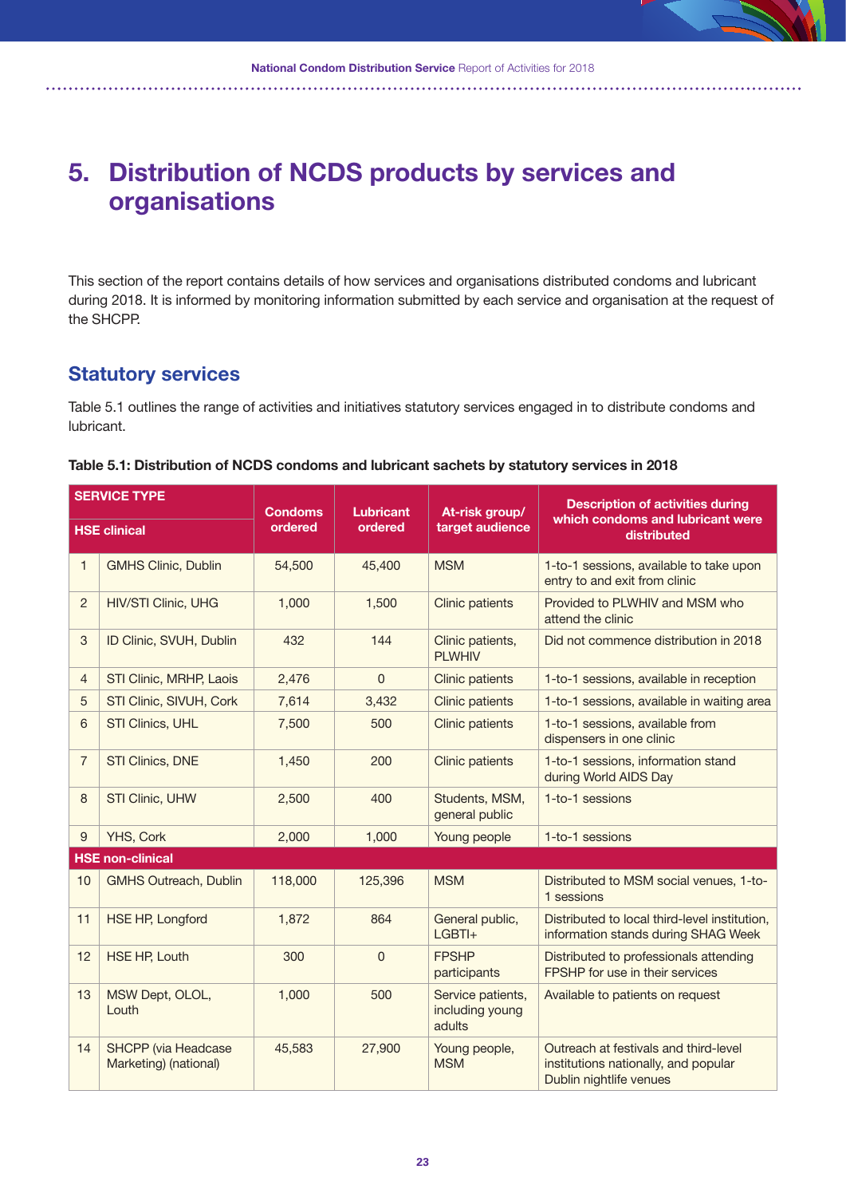# 5. Distribution of NCDS products by services and organisations

This section of the report contains details of how services and organisations distributed condoms and lubricant during 2018. It is informed by monitoring information submitted by each service and organisation at the request of the SHCPP.

## Statutory services

Table 5.1 outlines the range of activities and initiatives statutory services engaged in to distribute condoms and lubricant.

**Table 5.1: Distribution of NCDS condoms and lubricant sachets by statutory services in 2018**

| SERVICE TYPE | | Condoms ordered | Lubricant ordered | At-risk group/ target audience | Description of activities during which condoms and lubricant were distributed |
|---|---|---|---|---|---|
| **HSE clinical** | | | | | |
| 1 | GMHS Clinic, Dublin | 54,500 | 45,400 | MSM | 1-to-1 sessions, available to take upon entry to and exit from clinic |
| 2 | HIV/STI Clinic, UHG | 1,000 | 1,500 | Clinic patients | Provided to PLWHIV and MSM who attend the clinic |
| 3 | ID Clinic, SVUH, Dublin | 432 | 144 | Clinic patients, PLWHIV | Did not commence distribution in 2018 |
| 4 | STI Clinic, MRHP, Laois | 2,476 | 0 | Clinic patients | 1-to-1 sessions, available in reception |
| 5 | STI Clinic, SIVUH, Cork | 7,614 | 3,432 | Clinic patients | 1-to-1 sessions, available in waiting area |
| 6 | STI Clinics, UHL | 7,500 | 500 | Clinic patients | 1-to-1 sessions, available from dispensers in one clinic |
| 7 | STI Clinics, DNE | 1,450 | 200 | Clinic patients | 1-to-1 sessions, information stand during World AIDS Day |
| 8 | STI Clinic, UHW | 2,500 | 400 | Students, MSM, general public | 1-to-1 sessions |
| 9 | YHS, Cork | 2,000 | 1,000 | Young people | 1-to-1 sessions |
| **HSE non-clinical** | | | | | |
| 10 | GMHS Outreach, Dublin | 118,000 | 125,396 | MSM | Distributed to MSM social venues, 1-to-1 sessions |
| 11 | HSE HP, Longford | 1,872 | 864 | General public, LGBTI+ | Distributed to local third-level institution, information stands during SHAG Week |
| 12 | HSE HP, Louth | 300 | 0 | FPSHP participants | Distributed to professionals attending FPSHP for use in their services |
| 13 | MSW Dept, OLOL, Louth | 1,000 | 500 | Service patients, including young adults | Available to patients on request |
| 14 | SHCPP (via Headcase Marketing) (national) | 45,583 | 27,900 | Young people, MSM | Outreach at festivals and third-level institutions nationally, and popular Dublin nightlife venues |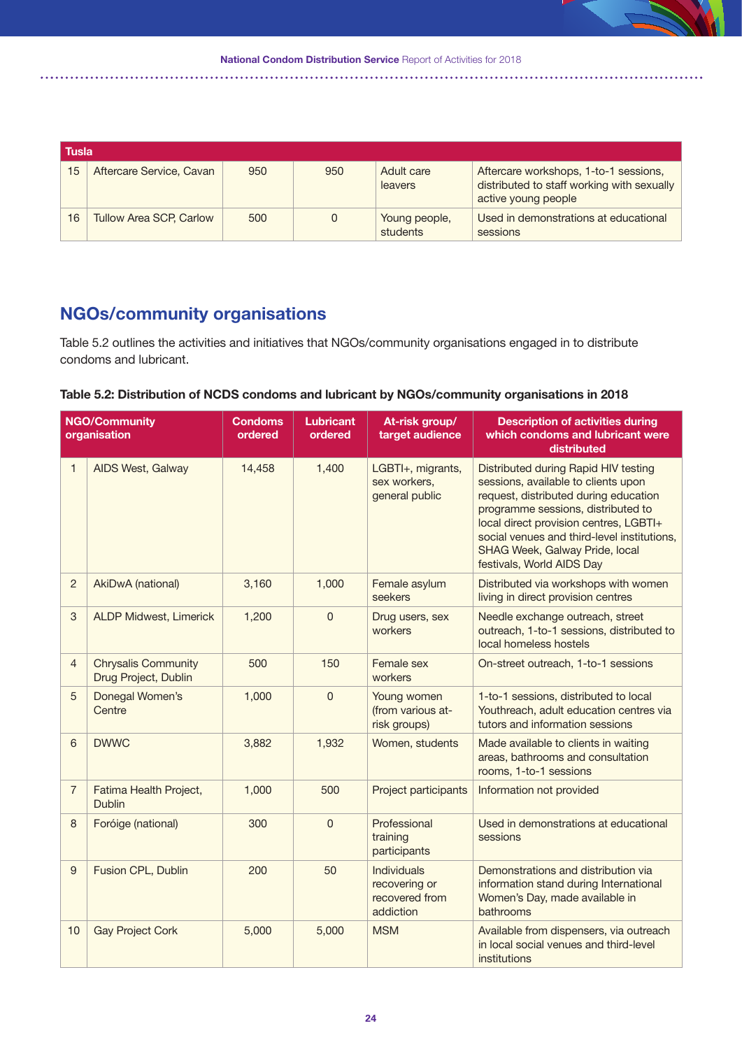| Tusla | | | | | |
|---|---|---|---|---|---|
| 15 | Aftercare Service, Cavan | 950 | 950 | Adult care leavers | Aftercare workshops, 1-to-1 sessions, distributed to staff working with sexually active young people |
| 16 | Tullow Area SCP, Carlow | 500 | 0 | Young people, students | Used in demonstrations at educational sessions |

## NGOs/community organisations

Table 5.2 outlines the activities and initiatives that NGOs/community organisations engaged in to distribute condoms and lubricant.

**Table 5.2: Distribution of NCDS condoms and lubricant by NGOs/community organisations in 2018**

| NGO/Community organisation | | Condoms ordered | Lubricant ordered | At-risk group/ target audience | Description of activities during which condoms and lubricant were distributed |
|---|---|---|---|---|---|
| 1 | AIDS West, Galway | 14,458 | 1,400 | LGBTI+, migrants, sex workers, general public | Distributed during Rapid HIV testing sessions, available to clients upon request, distributed during education programme sessions, distributed to local direct provision centres, LGBTI+ social venues and third-level institutions, SHAG Week, Galway Pride, local festivals, World AIDS Day |
| 2 | AkiDwA (national) | 3,160 | 1,000 | Female asylum seekers | Distributed via workshops with women living in direct provision centres |
| 3 | ALDP Midwest, Limerick | 1,200 | 0 | Drug users, sex workers | Needle exchange outreach, street outreach, 1-to-1 sessions, distributed to local homeless hostels |
| 4 | Chrysalis Community Drug Project, Dublin | 500 | 150 | Female sex workers | On-street outreach, 1-to-1 sessions |
| 5 | Donegal Women's Centre | 1,000 | 0 | Young women (from various at-risk groups) | 1-to-1 sessions, distributed to local Youthreach, adult education centres via tutors and information sessions |
| 6 | DWWC | 3,882 | 1,932 | Women, students | Made available to clients in waiting areas, bathrooms and consultation rooms, 1-to-1 sessions |
| 7 | Fatima Health Project, Dublin | 1,000 | 500 | Project participants | Information not provided |
| 8 | Foróige (national) | 300 | 0 | Professional training participants | Used in demonstrations at educational sessions |
| 9 | Fusion CPL, Dublin | 200 | 50 | Individuals recovering or recovered from addiction | Demonstrations and distribution via information stand during International Women's Day, made available in bathrooms |
| 10 | Gay Project Cork | 5,000 | 5,000 | MSM | Available from dispensers, via outreach in local social venues and third-level institutions |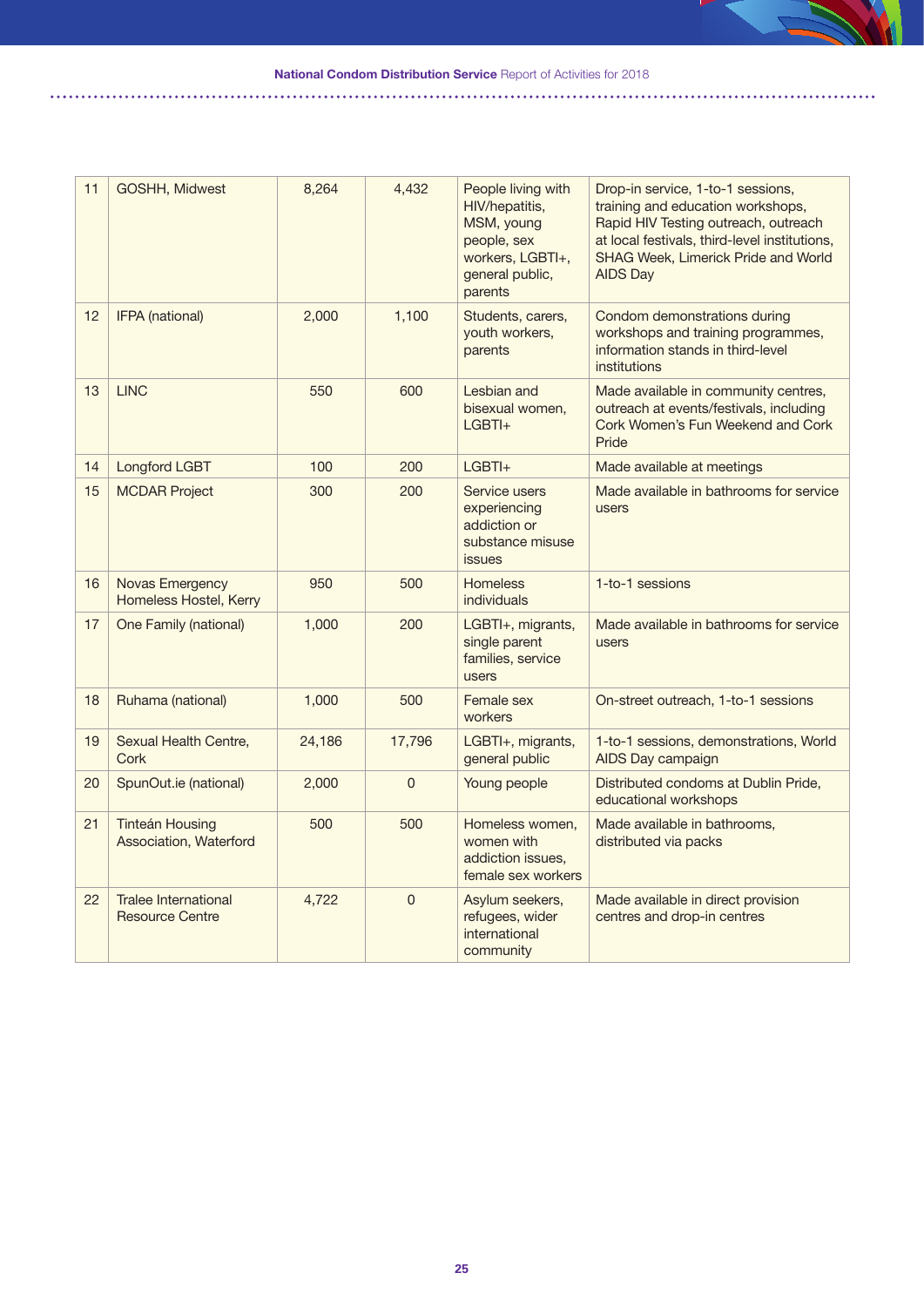| | | | | | |
|---|---|---|---|---|---|
| 11 | GOSHH, Midwest | 8,264 | 4,432 | People living with HIV/hepatitis, MSM, young people, sex workers, LGBTI+, general public, parents | Drop-in service, 1-to-1 sessions, training and education workshops, Rapid HIV Testing outreach, outreach at local festivals, third-level institutions, SHAG Week, Limerick Pride and World AIDS Day |
| 12 | IFPA (national) | 2,000 | 1,100 | Students, carers, youth workers, parents | Condom demonstrations during workshops and training programmes, information stands in third-level institutions |
| 13 | LINC | 550 | 600 | Lesbian and bisexual women, LGBTI+ | Made available in community centres, outreach at events/festivals, including Cork Women's Fun Weekend and Cork Pride |
| 14 | Longford LGBT | 100 | 200 | LGBTI+ | Made available at meetings |
| 15 | MCDAR Project | 300 | 200 | Service users experiencing addiction or substance misuse issues | Made available in bathrooms for service users |
| 16 | Novas Emergency Homeless Hostel, Kerry | 950 | 500 | Homeless individuals | 1-to-1 sessions |
| 17 | One Family (national) | 1,000 | 200 | LGBTI+, migrants, single parent families, service users | Made available in bathrooms for service users |
| 18 | Ruhama (national) | 1,000 | 500 | Female sex workers | On-street outreach, 1-to-1 sessions |
| 19 | Sexual Health Centre, Cork | 24,186 | 17,796 | LGBTI+, migrants, general public | 1-to-1 sessions, demonstrations, World AIDS Day campaign |
| 20 | SpunOut.ie (national) | 2,000 | 0 | Young people | Distributed condoms at Dublin Pride, educational workshops |
| 21 | Tinteán Housing Association, Waterford | 500 | 500 | Homeless women, women with addiction issues, female sex workers | Made available in bathrooms, distributed via packs |
| 22 | Tralee International Resource Centre | 4,722 | 0 | Asylum seekers, refugees, wider international community | Made available in direct provision centres and drop-in centres |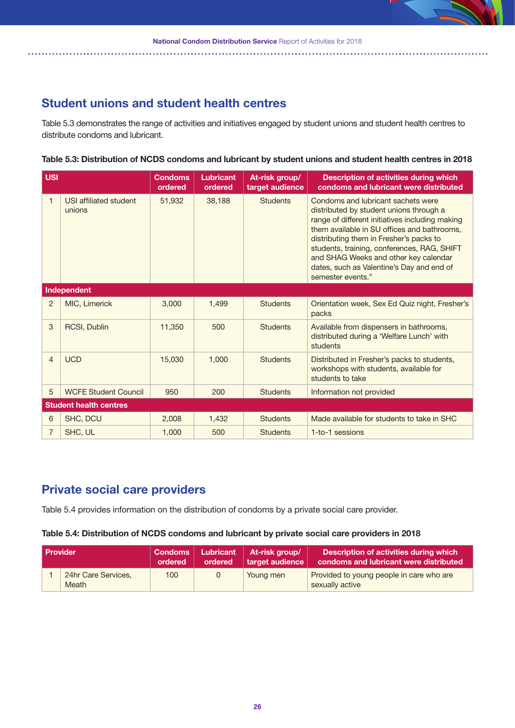## Student unions and student health centres

Table 5.3 demonstrates the range of activities and initiatives engaged by student unions and student health centres to distribute condoms and lubricant.

**Table 5.3: Distribution of NCDS condoms and lubricant by student unions and student health centres in 2018**

| USI | | Condoms ordered | Lubricant ordered | At-risk group/ target audience | Description of activities during which condoms and lubricant were distributed |
|---|---|---|---|---|---|
| 1 | USI affiliated student unions | 51,932 | 38,188 | Students | Condoms and lubricant sachets were distributed by student unions through a range of different initiatives including making them available in SU offices and bathrooms, distributing them in Fresher's packs to students, training, conferences, RAG, SHIFT and SHAG Weeks and other key calendar dates, such as Valentine's Day and end of semester events." |
| **Independent** | | | | | |
| 2 | MIC, Limerick | 3,000 | 1,499 | Students | Orientation week, Sex Ed Quiz night, Fresher's packs |
| 3 | RCSI, Dublin | 11,350 | 500 | Students | Available from dispensers in bathrooms, distributed during a 'Welfare Lunch' with students |
| 4 | UCD | 15,030 | 1,000 | Students | Distributed in Fresher's packs to students, workshops with students, available for students to take |
| 5 | WCFE Student Council | 950 | 200 | Students | Information not provided |
| **Student health centres** | | | | | |
| 6 | SHC, DCU | 2,008 | 1,432 | Students | Made available for students to take in SHC |
| 7 | SHC, UL | 1,000 | 500 | Students | 1-to-1 sessions |

## Private social care providers

Table 5.4 provides information on the distribution of condoms by a private social care provider.

**Table 5.4: Distribution of NCDS condoms and lubricant by private social care providers in 2018**

| Provider | | Condoms ordered | Lubricant ordered | At-risk group/ target audience | Description of activities during which condoms and lubricant were distributed |
|---|---|---|---|---|---|
| 1 | 24hr Care Services, Meath | 100 | 0 | Young men | Provided to young people in care who are sexually active |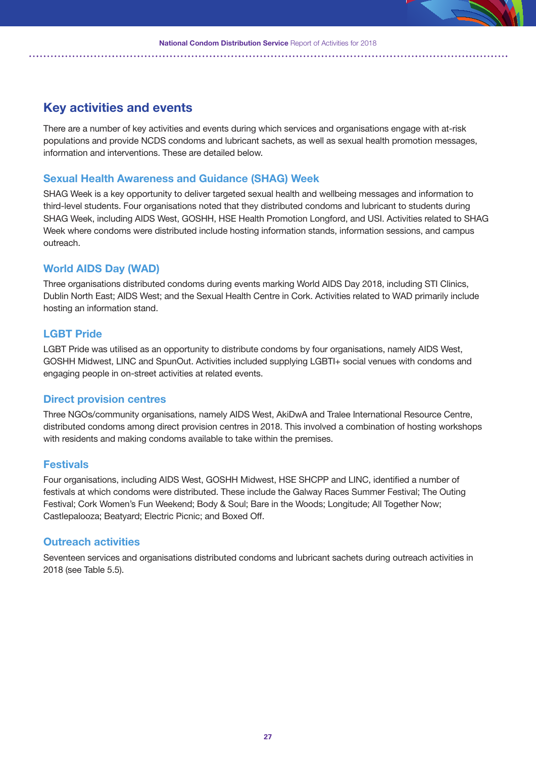## Key activities and events

There are a number of key activities and events during which services and organisations engage with at-risk populations and provide NCDS condoms and lubricant sachets, as well as sexual health promotion messages, information and interventions. These are detailed below.

### Sexual Health Awareness and Guidance (SHAG) Week

SHAG Week is a key opportunity to deliver targeted sexual health and wellbeing messages and information to third-level students. Four organisations noted that they distributed condoms and lubricant to students during SHAG Week, including AIDS West, GOSHH, HSE Health Promotion Longford, and USI. Activities related to SHAG Week where condoms were distributed include hosting information stands, information sessions, and campus outreach.

### World AIDS Day (WAD)

Three organisations distributed condoms during events marking World AIDS Day 2018, including STI Clinics, Dublin North East; AIDS West; and the Sexual Health Centre in Cork. Activities related to WAD primarily include hosting an information stand.

### LGBT Pride

LGBT Pride was utilised as an opportunity to distribute condoms by four organisations, namely AIDS West, GOSHH Midwest, LINC and SpunOut. Activities included supplying LGBTI+ social venues with condoms and engaging people in on-street activities at related events.

### Direct provision centres

Three NGOs/community organisations, namely AIDS West, AkiDwA and Tralee International Resource Centre, distributed condoms among direct provision centres in 2018. This involved a combination of hosting workshops with residents and making condoms available to take within the premises.

### Festivals

Four organisations, including AIDS West, GOSHH Midwest, HSE SHCPP and LINC, identified a number of festivals at which condoms were distributed. These include the Galway Races Summer Festival; The Outing Festival; Cork Women's Fun Weekend; Body & Soul; Bare in the Woods; Longitude; All Together Now; Castlepalooza; Beatyard; Electric Picnic; and Boxed Off.

### Outreach activities

Seventeen services and organisations distributed condoms and lubricant sachets during outreach activities in 2018 (see Table 5.5).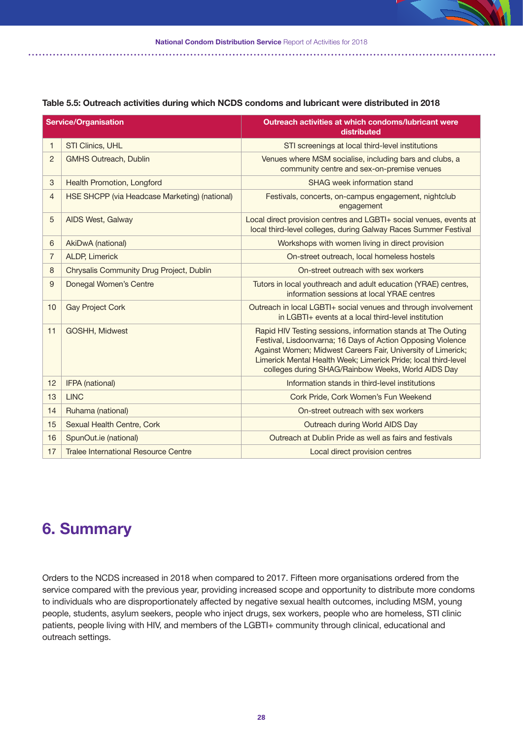**Table 5.5: Outreach activities during which NCDS condoms and lubricant were distributed in 2018**

| | Service/Organisation | Outreach activities at which condoms/lubricant were distributed |
|---|---|---|
| 1 | STI Clinics, UHL | STI screenings at local third-level institutions |
| 2 | GMHS Outreach, Dublin | Venues where MSM socialise, including bars and clubs, a community centre and sex-on-premise venues |
| 3 | Health Promotion, Longford | SHAG week information stand |
| 4 | HSE SHCPP (via Headcase Marketing) (national) | Festivals, concerts, on-campus engagement, nightclub engagement |
| 5 | AIDS West, Galway | Local direct provision centres and LGBTI+ social venues, events at local third-level colleges, during Galway Races Summer Festival |
| 6 | AkiDwA (national) | Workshops with women living in direct provision |
| 7 | ALDP, Limerick | On-street outreach, local homeless hostels |
| 8 | Chrysalis Community Drug Project, Dublin | On-street outreach with sex workers |
| 9 | Donegal Women's Centre | Tutors in local youthreach and adult education (YRAE) centres, information sessions at local YRAE centres |
| 10 | Gay Project Cork | Outreach in local LGBTI+ social venues and through involvement in LGBTI+ events at a local third-level institution |
| 11 | GOSHH, Midwest | Rapid HIV Testing sessions, information stands at The Outing Festival, Lisdoonvarna; 16 Days of Action Opposing Violence Against Women; Midwest Careers Fair, University of Limerick; Limerick Mental Health Week; Limerick Pride; local third-level colleges during SHAG/Rainbow Weeks, World AIDS Day |
| 12 | IFPA (national) | Information stands in third-level institutions |
| 13 | LINC | Cork Pride, Cork Women's Fun Weekend |
| 14 | Ruhama (national) | On-street outreach with sex workers |
| 15 | Sexual Health Centre, Cork | Outreach during World AIDS Day |
| 16 | SpunOut.ie (national) | Outreach at Dublin Pride as well as fairs and festivals |
| 17 | Tralee International Resource Centre | Local direct provision centres |

# 6. Summary

Orders to the NCDS increased in 2018 when compared to 2017. Fifteen more organisations ordered from the service compared with the previous year, providing increased scope and opportunity to distribute more condoms to individuals who are disproportionately affected by negative sexual health outcomes, including MSM, young people, students, asylum seekers, people who inject drugs, sex workers, people who are homeless, STI clinic patients, people living with HIV, and members of the LGBTI+ community through clinical, educational and outreach settings.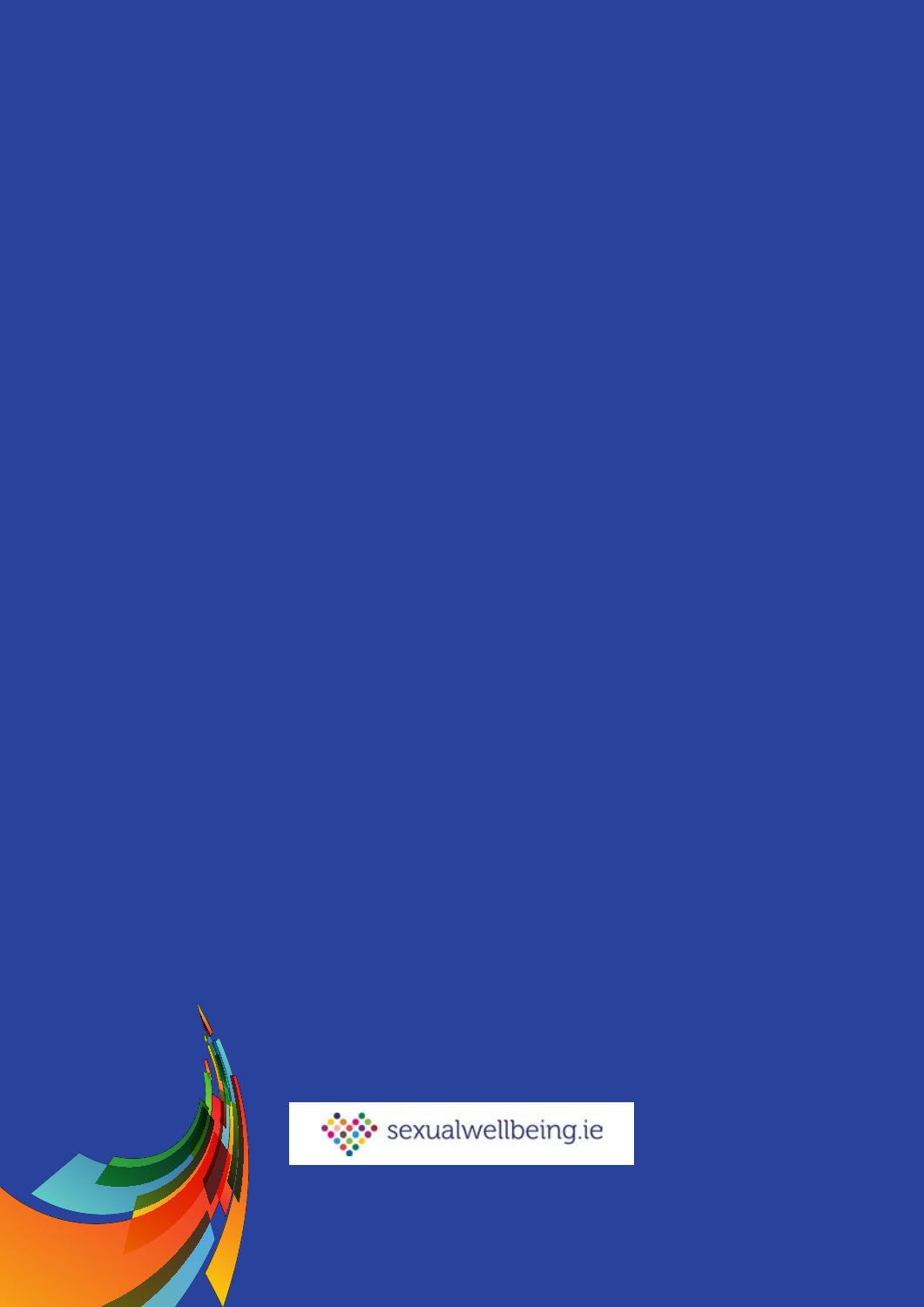sexualwellbeing.ie